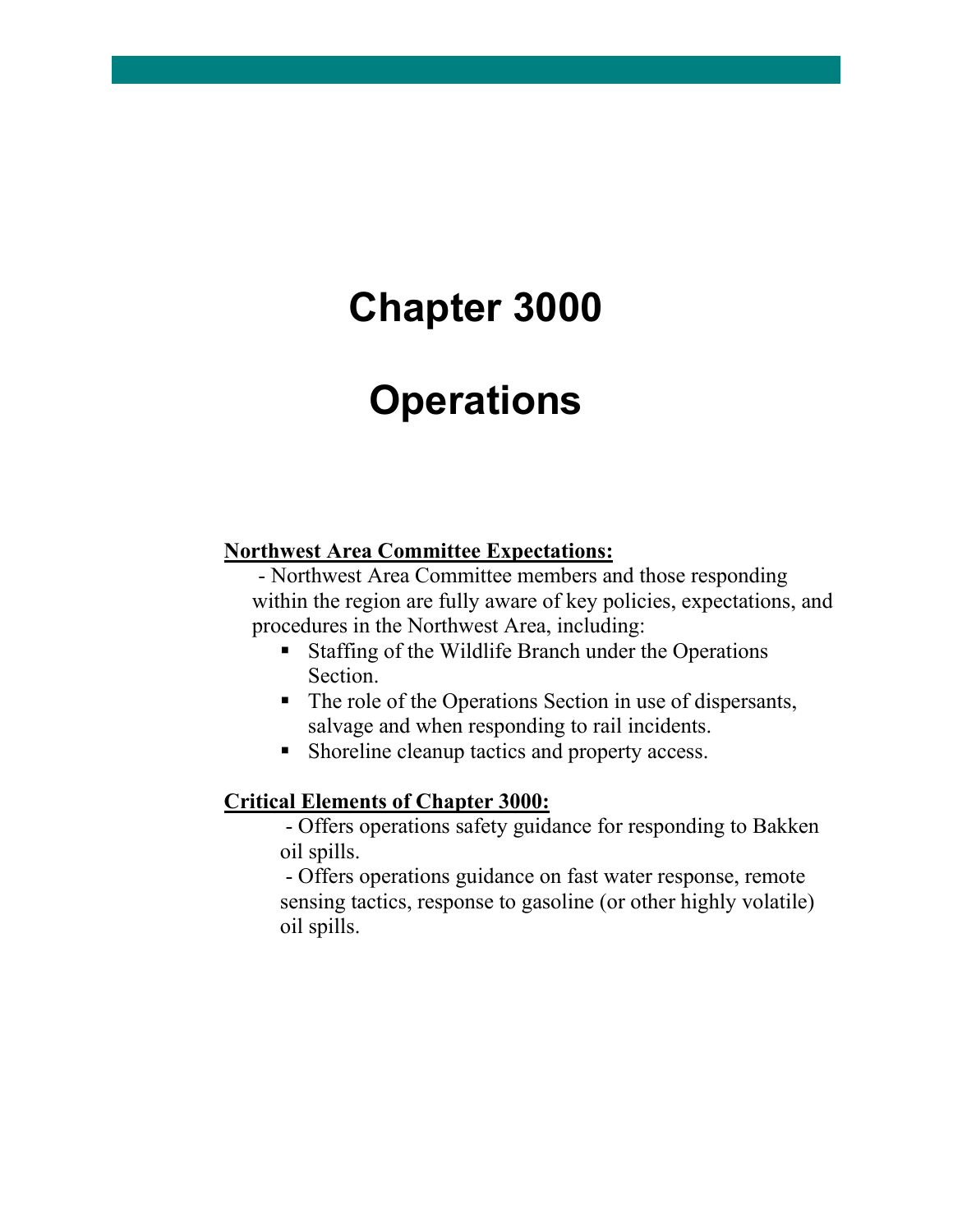# Chapter 3000

# Operations

**Northwest Area Committee Expectations:**

- Northwest Area Committee members and those responding within the region are fully aware of key policies, expectations, and procedures in the Northwest Area, including:
  - Staffing of the Wildlife Branch under the Operations Section.
  - The role of the Operations Section in use of dispersants, salvage and when responding to rail incidents.
  - Shoreline cleanup tactics and property access.

**Critical Elements of Chapter 3000:**

- Offers operations safety guidance for responding to Bakken oil spills.
- Offers operations guidance on fast water response, remote sensing tactics, response to gasoline (or other highly volatile) oil spills.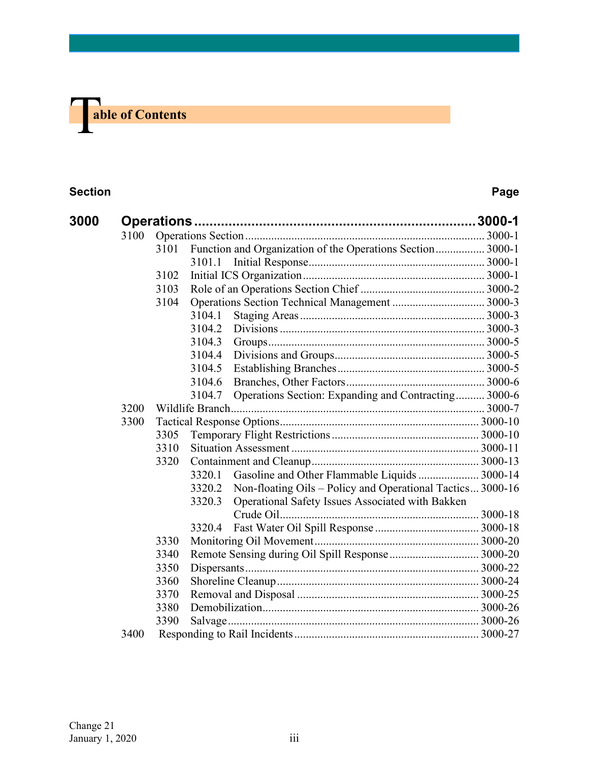# Table of Contents

| Section | | | Page |
|---|---|---|---|
| **3000** | **Operations** | | **3000-1** |
| | 3100 | Operations Section | 3000-1 |
| | 3101 | Function and Organization of the Operations Section | 3000-1 |
| | 3101.1 | Initial Response | 3000-1 |
| | 3102 | Initial ICS Organization | 3000-1 |
| | 3103 | Role of an Operations Section Chief | 3000-2 |
| | 3104 | Operations Section Technical Management | 3000-3 |
| | 3104.1 | Staging Areas | 3000-3 |
| | 3104.2 | Divisions | 3000-3 |
| | 3104.3 | Groups | 3000-5 |
| | 3104.4 | Divisions and Groups | 3000-5 |
| | 3104.5 | Establishing Branches | 3000-5 |
| | 3104.6 | Branches, Other Factors | 3000-6 |
| | 3104.7 | Operations Section: Expanding and Contracting | 3000-6 |
| | 3200 | Wildlife Branch | 3000-7 |
| | 3300 | Tactical Response Options | 3000-10 |
| | 3305 | Temporary Flight Restrictions | 3000-10 |
| | 3310 | Situation Assessment | 3000-11 |
| | 3320 | Containment and Cleanup | 3000-13 |
| | 3320.1 | Gasoline and Other Flammable Liquids | 3000-14 |
| | 3320.2 | Non-floating Oils – Policy and Operational Tactics | 3000-16 |
| | 3320.3 | Operational Safety Issues Associated with Bakken Crude Oil | 3000-18 |
| | 3320.4 | Fast Water Oil Spill Response | 3000-18 |
| | 3330 | Monitoring Oil Movement | 3000-20 |
| | 3340 | Remote Sensing during Oil Spill Response | 3000-20 |
| | 3350 | Dispersants | 3000-22 |
| | 3360 | Shoreline Cleanup | 3000-24 |
| | 3370 | Removal and Disposal | 3000-25 |
| | 3380 | Demobilization | 3000-26 |
| | 3390 | Salvage | 3000-26 |
| | 3400 | Responding to Rail Incidents | 3000-27 |

Change 21
January 1, 2020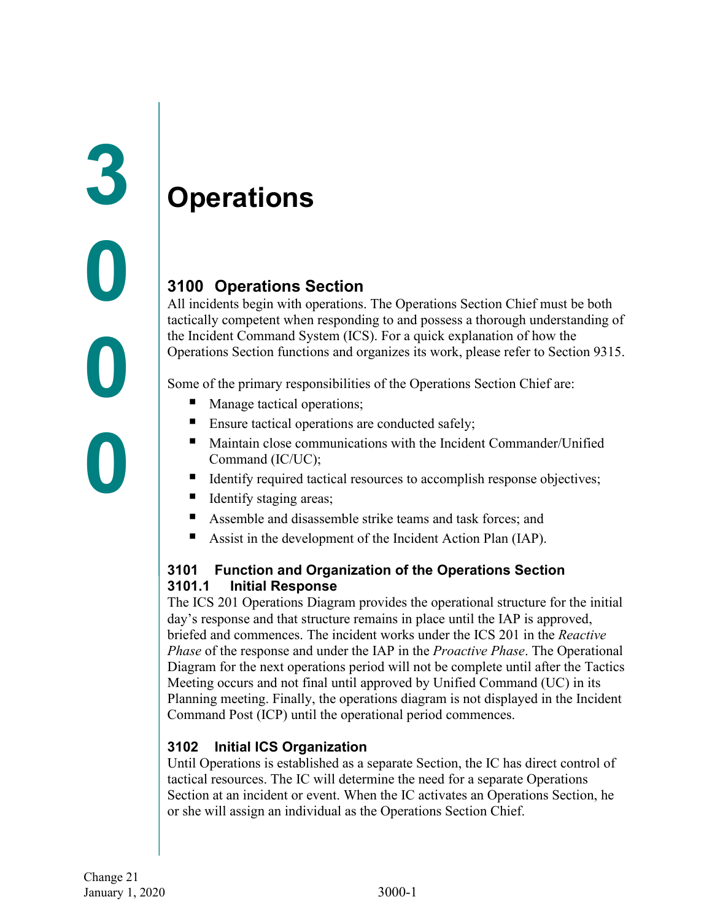# 3000 Operations

## 3100 Operations Section

All incidents begin with operations. The Operations Section Chief must be both tactically competent when responding to and possess a thorough understanding of the Incident Command System (ICS). For a quick explanation of how the Operations Section functions and organizes its work, please refer to Section 9315.

Some of the primary responsibilities of the Operations Section Chief are:

- Manage tactical operations;
- Ensure tactical operations are conducted safely;
- Maintain close communications with the Incident Commander/Unified Command (IC/UC);
- Identify required tactical resources to accomplish response objectives;
- Identify staging areas;
- Assemble and disassemble strike teams and task forces; and
- Assist in the development of the Incident Action Plan (IAP).

### 3101 Function and Organization of the Operations Section

#### 3101.1 Initial Response

The ICS 201 Operations Diagram provides the operational structure for the initial day's response and that structure remains in place until the IAP is approved, briefed and commences. The incident works under the ICS 201 in the *Reactive Phase* of the response and under the IAP in the *Proactive Phase*. The Operational Diagram for the next operations period will not be complete until after the Tactics Meeting occurs and not final until approved by Unified Command (UC) in its Planning meeting. Finally, the operations diagram is not displayed in the Incident Command Post (ICP) until the operational period commences.

### 3102 Initial ICS Organization

Until Operations is established as a separate Section, the IC has direct control of tactical resources. The IC will determine the need for a separate Operations Section at an incident or event. When the IC activates an Operations Section, he or she will assign an individual as the Operations Section Chief.

Change 21
January 1, 2020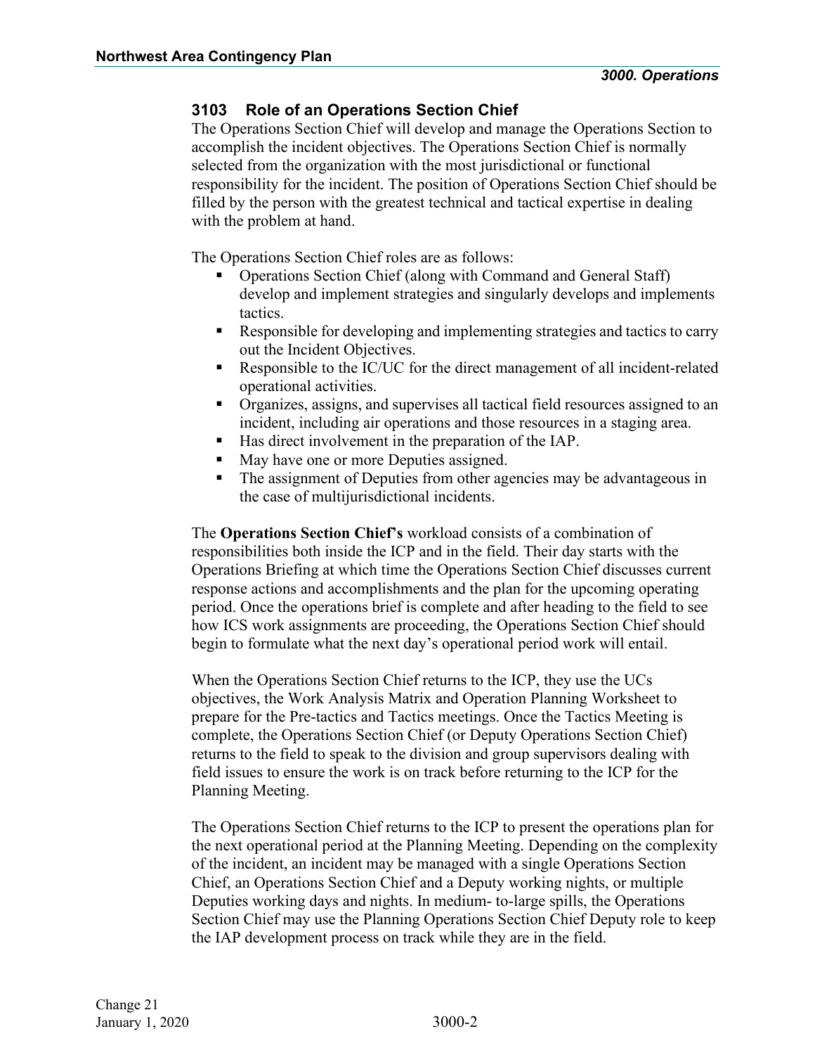## 3103 Role of an Operations Section Chief

The Operations Section Chief will develop and manage the Operations Section to accomplish the incident objectives. The Operations Section Chief is normally selected from the organization with the most jurisdictional or functional responsibility for the incident. The position of Operations Section Chief should be filled by the person with the greatest technical and tactical expertise in dealing with the problem at hand.

The Operations Section Chief roles are as follows:

- Operations Section Chief (along with Command and General Staff) develop and implement strategies and singularly develops and implements tactics.
- Responsible for developing and implementing strategies and tactics to carry out the Incident Objectives.
- Responsible to the IC/UC for the direct management of all incident-related operational activities.
- Organizes, assigns, and supervises all tactical field resources assigned to an incident, including air operations and those resources in a staging area.
- Has direct involvement in the preparation of the IAP.
- May have one or more Deputies assigned.
- The assignment of Deputies from other agencies may be advantageous in the case of multijurisdictional incidents.

The **Operations Section Chief's** workload consists of a combination of responsibilities both inside the ICP and in the field. Their day starts with the Operations Briefing at which time the Operations Section Chief discusses current response actions and accomplishments and the plan for the upcoming operating period. Once the operations brief is complete and after heading to the field to see how ICS work assignments are proceeding, the Operations Section Chief should begin to formulate what the next day's operational period work will entail.

When the Operations Section Chief returns to the ICP, they use the UCs objectives, the Work Analysis Matrix and Operation Planning Worksheet to prepare for the Pre-tactics and Tactics meetings. Once the Tactics Meeting is complete, the Operations Section Chief (or Deputy Operations Section Chief) returns to the field to speak to the division and group supervisors dealing with field issues to ensure the work is on track before returning to the ICP for the Planning Meeting.

The Operations Section Chief returns to the ICP to present the operations plan for the next operational period at the Planning Meeting. Depending on the complexity of the incident, an incident may be managed with a single Operations Section Chief, an Operations Section Chief and a Deputy working nights, or multiple Deputies working days and nights. In medium- to-large spills, the Operations Section Chief may use the Planning Operations Section Chief Deputy role to keep the IAP development process on track while they are in the field.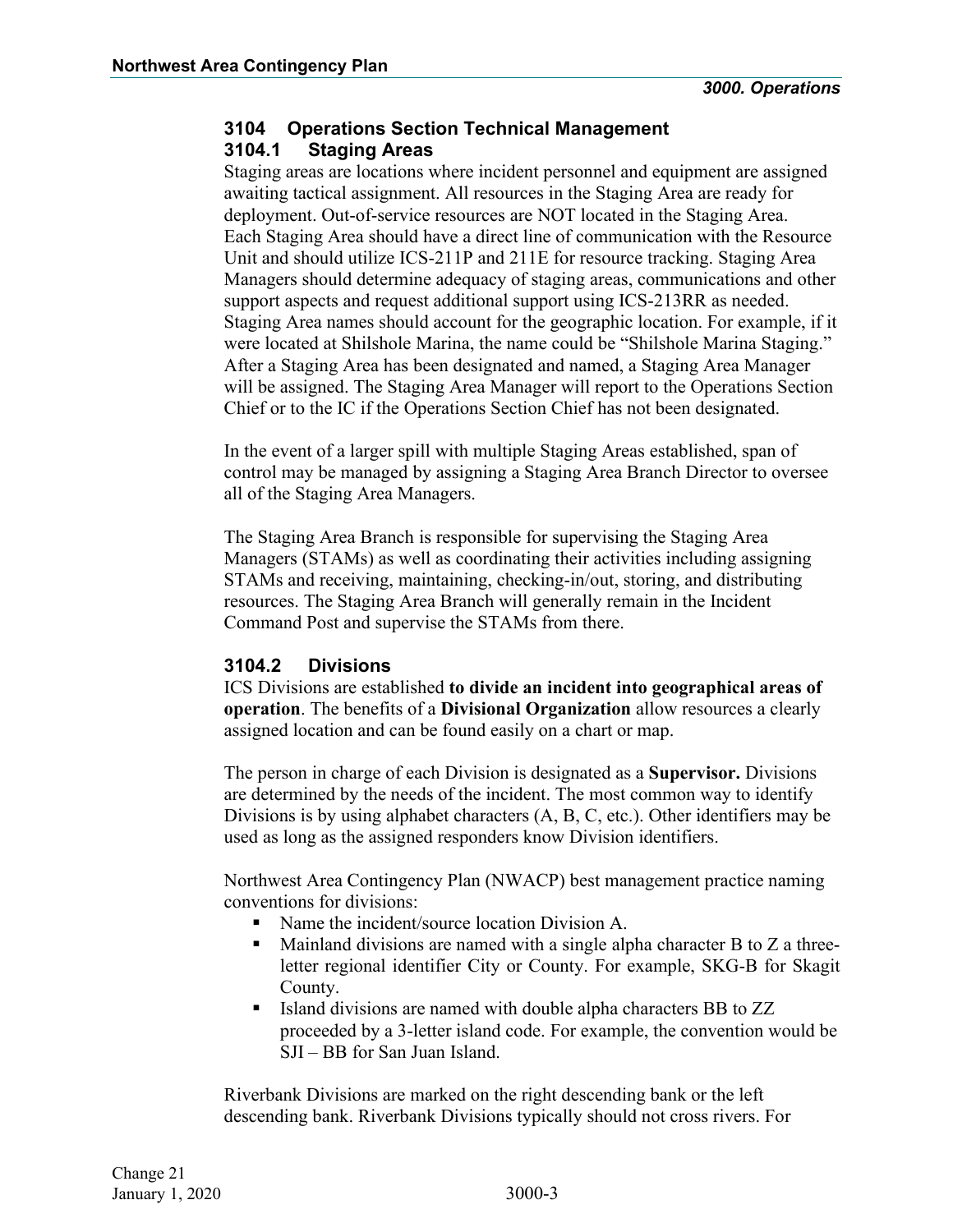### 3104 Operations Section Technical Management

#### 3104.1 Staging Areas

Staging areas are locations where incident personnel and equipment are assigned awaiting tactical assignment. All resources in the Staging Area are ready for deployment. Out-of-service resources are NOT located in the Staging Area. Each Staging Area should have a direct line of communication with the Resource Unit and should utilize ICS-211P and 211E for resource tracking. Staging Area Managers should determine adequacy of staging areas, communications and other support aspects and request additional support using ICS-213RR as needed. Staging Area names should account for the geographic location. For example, if it were located at Shilshole Marina, the name could be "Shilshole Marina Staging." After a Staging Area has been designated and named, a Staging Area Manager will be assigned. The Staging Area Manager will report to the Operations Section Chief or to the IC if the Operations Section Chief has not been designated.

In the event of a larger spill with multiple Staging Areas established, span of control may be managed by assigning a Staging Area Branch Director to oversee all of the Staging Area Managers.

The Staging Area Branch is responsible for supervising the Staging Area Managers (STAMs) as well as coordinating their activities including assigning STAMs and receiving, maintaining, checking-in/out, storing, and distributing resources. The Staging Area Branch will generally remain in the Incident Command Post and supervise the STAMs from there.

#### 3104.2 Divisions

ICS Divisions are established **to divide an incident into geographical areas of operation**. The benefits of a **Divisional Organization** allow resources a clearly assigned location and can be found easily on a chart or map.

The person in charge of each Division is designated as a **Supervisor.** Divisions are determined by the needs of the incident. The most common way to identify Divisions is by using alphabet characters (A, B, C, etc.). Other identifiers may be used as long as the assigned responders know Division identifiers.

Northwest Area Contingency Plan (NWACP) best management practice naming conventions for divisions:

- Name the incident/source location Division A.
- Mainland divisions are named with a single alpha character B to Z a three-letter regional identifier City or County. For example, SKG-B for Skagit County.
- Island divisions are named with double alpha characters BB to ZZ proceeded by a 3-letter island code. For example, the convention would be SJI – BB for San Juan Island.

Riverbank Divisions are marked on the right descending bank or the left descending bank. Riverbank Divisions typically should not cross rivers. For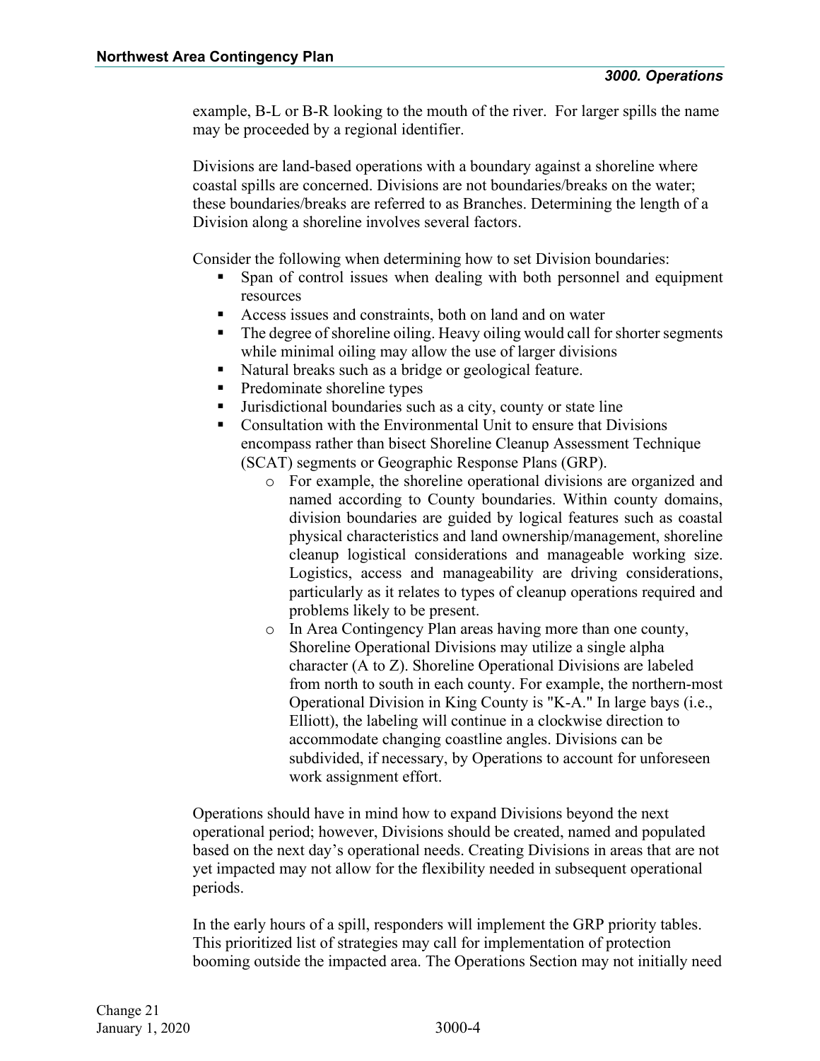example, B-L or B-R looking to the mouth of the river. For larger spills the name may be proceeded by a regional identifier.

Divisions are land-based operations with a boundary against a shoreline where coastal spills are concerned. Divisions are not boundaries/breaks on the water; these boundaries/breaks are referred to as Branches. Determining the length of a Division along a shoreline involves several factors.

Consider the following when determining how to set Division boundaries:

- Span of control issues when dealing with both personnel and equipment resources
- Access issues and constraints, both on land and on water
- The degree of shoreline oiling. Heavy oiling would call for shorter segments while minimal oiling may allow the use of larger divisions
- Natural breaks such as a bridge or geological feature.
- Predominate shoreline types
- Jurisdictional boundaries such as a city, county or state line
- Consultation with the Environmental Unit to ensure that Divisions encompass rather than bisect Shoreline Cleanup Assessment Technique (SCAT) segments or Geographic Response Plans (GRP).
    - For example, the shoreline operational divisions are organized and named according to County boundaries. Within county domains, division boundaries are guided by logical features such as coastal physical characteristics and land ownership/management, shoreline cleanup logistical considerations and manageable working size. Logistics, access and manageability are driving considerations, particularly as it relates to types of cleanup operations required and problems likely to be present.
    - In Area Contingency Plan areas having more than one county, Shoreline Operational Divisions may utilize a single alpha character (A to Z). Shoreline Operational Divisions are labeled from north to south in each county. For example, the northern-most Operational Division in King County is "K-A." In large bays (i.e., Elliott), the labeling will continue in a clockwise direction to accommodate changing coastline angles. Divisions can be subdivided, if necessary, by Operations to account for unforeseen work assignment effort.

Operations should have in mind how to expand Divisions beyond the next operational period; however, Divisions should be created, named and populated based on the next day's operational needs. Creating Divisions in areas that are not yet impacted may not allow for the flexibility needed in subsequent operational periods.

In the early hours of a spill, responders will implement the GRP priority tables. This prioritized list of strategies may call for implementation of protection booming outside the impacted area. The Operations Section may not initially need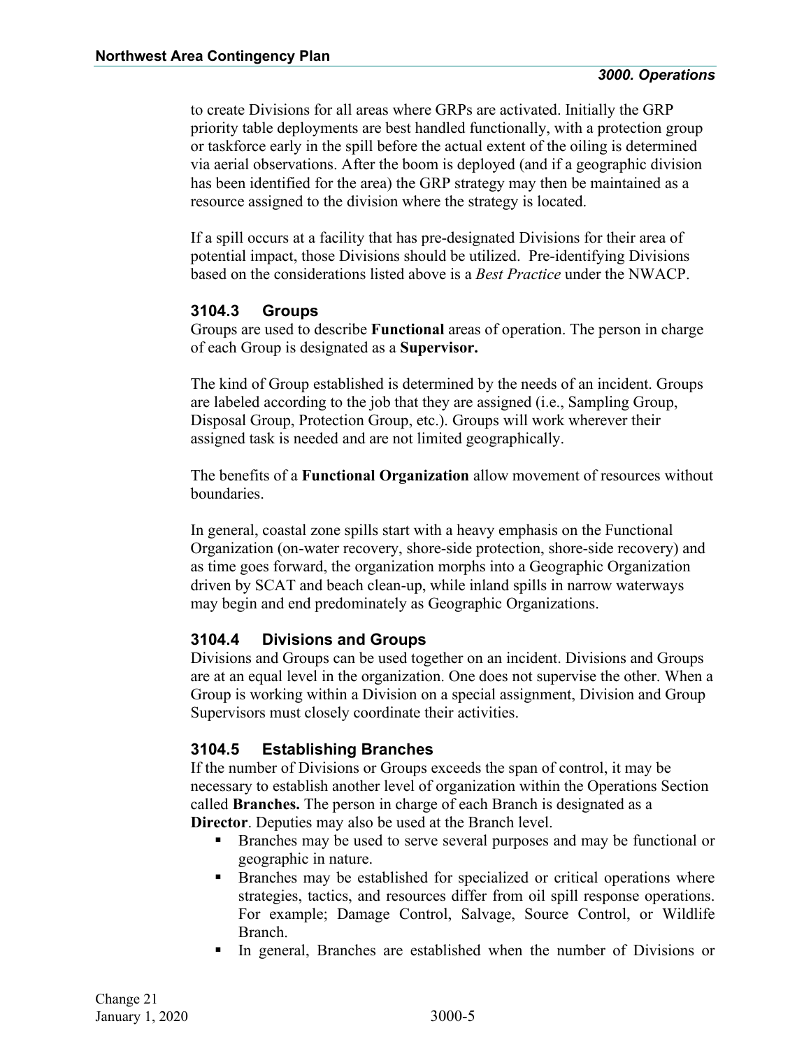to create Divisions for all areas where GRPs are activated. Initially the GRP priority table deployments are best handled functionally, with a protection group or taskforce early in the spill before the actual extent of the oiling is determined via aerial observations. After the boom is deployed (and if a geographic division has been identified for the area) the GRP strategy may then be maintained as a resource assigned to the division where the strategy is located.

If a spill occurs at a facility that has pre-designated Divisions for their area of potential impact, those Divisions should be utilized. Pre-identifying Divisions based on the considerations listed above is a *Best Practice* under the NWACP.

### 3104.3 Groups

Groups are used to describe **Functional** areas of operation. The person in charge of each Group is designated as a **Supervisor.**

The kind of Group established is determined by the needs of an incident. Groups are labeled according to the job that they are assigned (i.e., Sampling Group, Disposal Group, Protection Group, etc.). Groups will work wherever their assigned task is needed and are not limited geographically.

The benefits of a **Functional Organization** allow movement of resources without boundaries.

In general, coastal zone spills start with a heavy emphasis on the Functional Organization (on-water recovery, shore-side protection, shore-side recovery) and as time goes forward, the organization morphs into a Geographic Organization driven by SCAT and beach clean-up, while inland spills in narrow waterways may begin and end predominately as Geographic Organizations.

### 3104.4 Divisions and Groups

Divisions and Groups can be used together on an incident. Divisions and Groups are at an equal level in the organization. One does not supervise the other. When a Group is working within a Division on a special assignment, Division and Group Supervisors must closely coordinate their activities.

### 3104.5 Establishing Branches

If the number of Divisions or Groups exceeds the span of control, it may be necessary to establish another level of organization within the Operations Section called **Branches.** The person in charge of each Branch is designated as a **Director**. Deputies may also be used at the Branch level.

- Branches may be used to serve several purposes and may be functional or geographic in nature.
- Branches may be established for specialized or critical operations where strategies, tactics, and resources differ from oil spill response operations. For example; Damage Control, Salvage, Source Control, or Wildlife Branch.
- In general, Branches are established when the number of Divisions or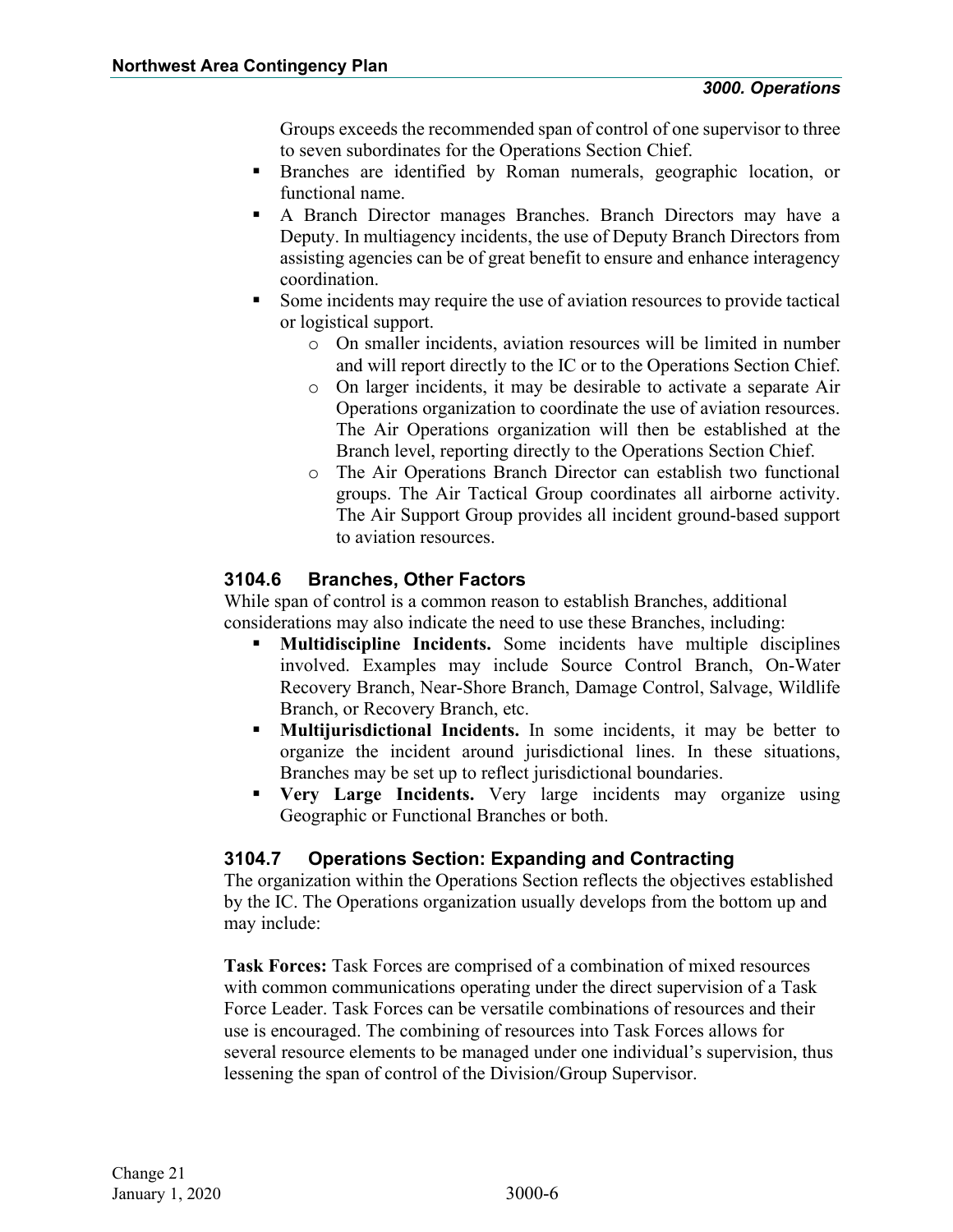Groups exceeds the recommended span of control of one supervisor to three to seven subordinates for the Operations Section Chief.

- Branches are identified by Roman numerals, geographic location, or functional name.
- A Branch Director manages Branches. Branch Directors may have a Deputy. In multiagency incidents, the use of Deputy Branch Directors from assisting agencies can be of great benefit to ensure and enhance interagency coordination.
- Some incidents may require the use of aviation resources to provide tactical or logistical support.
    - On smaller incidents, aviation resources will be limited in number and will report directly to the IC or to the Operations Section Chief.
    - On larger incidents, it may be desirable to activate a separate Air Operations organization to coordinate the use of aviation resources. The Air Operations organization will then be established at the Branch level, reporting directly to the Operations Section Chief.
    - The Air Operations Branch Director can establish two functional groups. The Air Tactical Group coordinates all airborne activity. The Air Support Group provides all incident ground-based support to aviation resources.

### 3104.6 Branches, Other Factors

While span of control is a common reason to establish Branches, additional considerations may also indicate the need to use these Branches, including:

- **Multidiscipline Incidents.** Some incidents have multiple disciplines involved. Examples may include Source Control Branch, On-Water Recovery Branch, Near-Shore Branch, Damage Control, Salvage, Wildlife Branch, or Recovery Branch, etc.
- **Multijurisdictional Incidents.** In some incidents, it may be better to organize the incident around jurisdictional lines. In these situations, Branches may be set up to reflect jurisdictional boundaries.
- **Very Large Incidents.** Very large incidents may organize using Geographic or Functional Branches or both.

### 3104.7 Operations Section: Expanding and Contracting

The organization within the Operations Section reflects the objectives established by the IC. The Operations organization usually develops from the bottom up and may include:

**Task Forces:** Task Forces are comprised of a combination of mixed resources with common communications operating under the direct supervision of a Task Force Leader. Task Forces can be versatile combinations of resources and their use is encouraged. The combining of resources into Task Forces allows for several resource elements to be managed under one individual's supervision, thus lessening the span of control of the Division/Group Supervisor.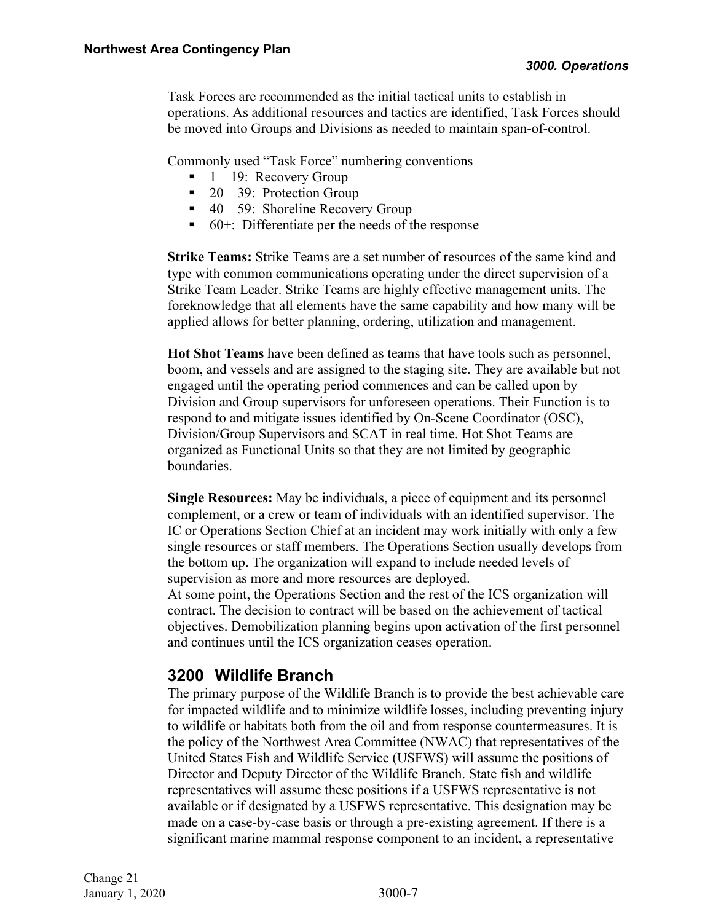Task Forces are recommended as the initial tactical units to establish in operations. As additional resources and tactics are identified, Task Forces should be moved into Groups and Divisions as needed to maintain span-of-control.

Commonly used "Task Force" numbering conventions

- 1 – 19: Recovery Group
- 20 – 39: Protection Group
- 40 – 59: Shoreline Recovery Group
- 60+: Differentiate per the needs of the response

**Strike Teams:** Strike Teams are a set number of resources of the same kind and type with common communications operating under the direct supervision of a Strike Team Leader. Strike Teams are highly effective management units. The foreknowledge that all elements have the same capability and how many will be applied allows for better planning, ordering, utilization and management.

**Hot Shot Teams** have been defined as teams that have tools such as personnel, boom, and vessels and are assigned to the staging site. They are available but not engaged until the operating period commences and can be called upon by Division and Group supervisors for unforeseen operations. Their Function is to respond to and mitigate issues identified by On-Scene Coordinator (OSC), Division/Group Supervisors and SCAT in real time. Hot Shot Teams are organized as Functional Units so that they are not limited by geographic boundaries.

**Single Resources:** May be individuals, a piece of equipment and its personnel complement, or a crew or team of individuals with an identified supervisor. The IC or Operations Section Chief at an incident may work initially with only a few single resources or staff members. The Operations Section usually develops from the bottom up. The organization will expand to include needed levels of supervision as more and more resources are deployed.
At some point, the Operations Section and the rest of the ICS organization will contract. The decision to contract will be based on the achievement of tactical objectives. Demobilization planning begins upon activation of the first personnel and continues until the ICS organization ceases operation.

## 3200 Wildlife Branch

The primary purpose of the Wildlife Branch is to provide the best achievable care for impacted wildlife and to minimize wildlife losses, including preventing injury to wildlife or habitats both from the oil and from response countermeasures. It is the policy of the Northwest Area Committee (NWAC) that representatives of the United States Fish and Wildlife Service (USFWS) will assume the positions of Director and Deputy Director of the Wildlife Branch. State fish and wildlife representatives will assume these positions if a USFWS representative is not available or if designated by a USFWS representative. This designation may be made on a case-by-case basis or through a pre-existing agreement. If there is a significant marine mammal response component to an incident, a representative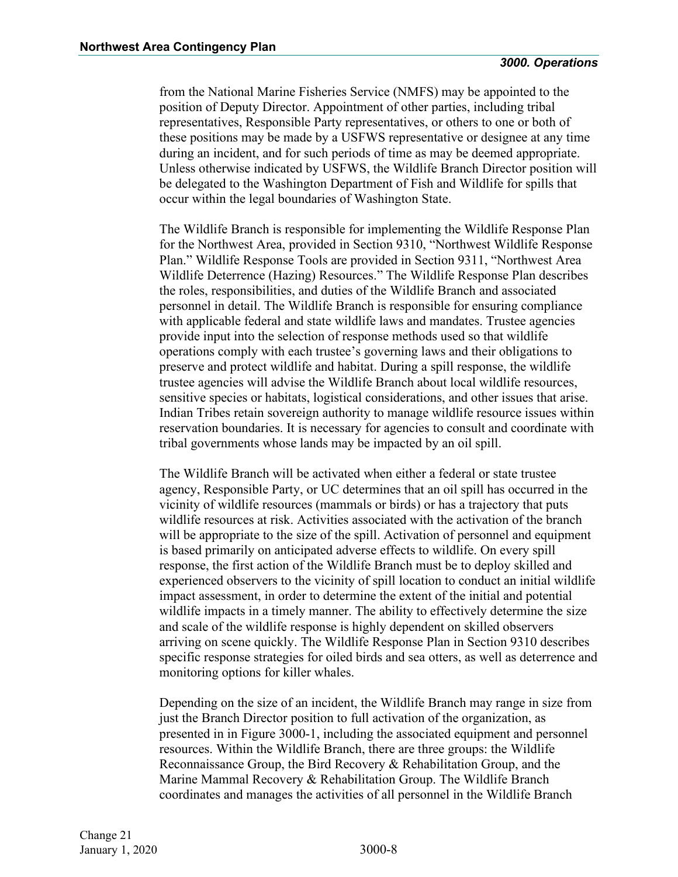from the National Marine Fisheries Service (NMFS) may be appointed to the position of Deputy Director. Appointment of other parties, including tribal representatives, Responsible Party representatives, or others to one or both of these positions may be made by a USFWS representative or designee at any time during an incident, and for such periods of time as may be deemed appropriate. Unless otherwise indicated by USFWS, the Wildlife Branch Director position will be delegated to the Washington Department of Fish and Wildlife for spills that occur within the legal boundaries of Washington State.

The Wildlife Branch is responsible for implementing the Wildlife Response Plan for the Northwest Area, provided in Section 9310, "Northwest Wildlife Response Plan." Wildlife Response Tools are provided in Section 9311, "Northwest Area Wildlife Deterrence (Hazing) Resources." The Wildlife Response Plan describes the roles, responsibilities, and duties of the Wildlife Branch and associated personnel in detail. The Wildlife Branch is responsible for ensuring compliance with applicable federal and state wildlife laws and mandates. Trustee agencies provide input into the selection of response methods used so that wildlife operations comply with each trustee's governing laws and their obligations to preserve and protect wildlife and habitat. During a spill response, the wildlife trustee agencies will advise the Wildlife Branch about local wildlife resources, sensitive species or habitats, logistical considerations, and other issues that arise. Indian Tribes retain sovereign authority to manage wildlife resource issues within reservation boundaries. It is necessary for agencies to consult and coordinate with tribal governments whose lands may be impacted by an oil spill.

The Wildlife Branch will be activated when either a federal or state trustee agency, Responsible Party, or UC determines that an oil spill has occurred in the vicinity of wildlife resources (mammals or birds) or has a trajectory that puts wildlife resources at risk. Activities associated with the activation of the branch will be appropriate to the size of the spill. Activation of personnel and equipment is based primarily on anticipated adverse effects to wildlife. On every spill response, the first action of the Wildlife Branch must be to deploy skilled and experienced observers to the vicinity of spill location to conduct an initial wildlife impact assessment, in order to determine the extent of the initial and potential wildlife impacts in a timely manner. The ability to effectively determine the size and scale of the wildlife response is highly dependent on skilled observers arriving on scene quickly. The Wildlife Response Plan in Section 9310 describes specific response strategies for oiled birds and sea otters, as well as deterrence and monitoring options for killer whales.

Depending on the size of an incident, the Wildlife Branch may range in size from just the Branch Director position to full activation of the organization, as presented in in Figure 3000-1, including the associated equipment and personnel resources. Within the Wildlife Branch, there are three groups: the Wildlife Reconnaissance Group, the Bird Recovery & Rehabilitation Group, and the Marine Mammal Recovery & Rehabilitation Group. The Wildlife Branch coordinates and manages the activities of all personnel in the Wildlife Branch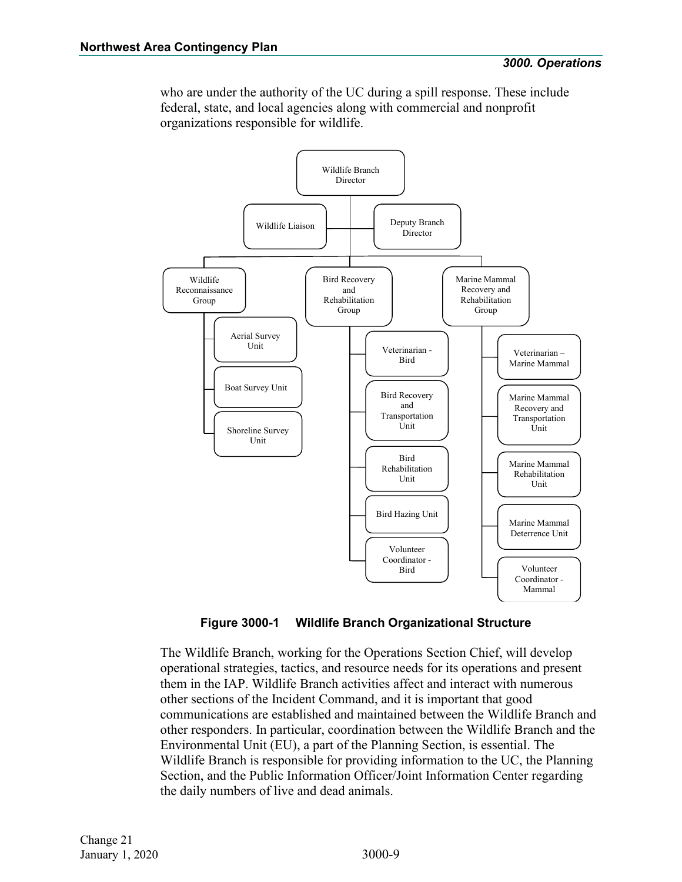who are under the authority of the UC during a spill response. These include federal, state, and local agencies along with commercial and nonprofit organizations responsible for wildlife.

- Wildlife Branch Director
  - Wildlife Liaison
  - Deputy Branch Director
  - Wildlife Reconnaissance Group
    - Aerial Survey Unit
    - Boat Survey Unit
    - Shoreline Survey Unit
  - Bird Recovery and Rehabilitation Group
    - Veterinarian - Bird
    - Bird Recovery and Transportation Unit
    - Bird Rehabilitation Unit
    - Bird Hazing Unit
    - Volunteer Coordinator - Bird
  - Marine Mammal Recovery and Rehabilitation Group
    - Veterinarian – Marine Mammal
    - Marine Mammal Recovery and Transportation Unit
    - Marine Mammal Rehabilitation Unit
    - Marine Mammal Deterrence Unit
    - Volunteer Coordinator - Mammal

**Figure 3000-1 Wildlife Branch Organizational Structure**

The Wildlife Branch, working for the Operations Section Chief, will develop operational strategies, tactics, and resource needs for its operations and present them in the IAP. Wildlife Branch activities affect and interact with numerous other sections of the Incident Command, and it is important that good communications are established and maintained between the Wildlife Branch and other responders. In particular, coordination between the Wildlife Branch and the Environmental Unit (EU), a part of the Planning Section, is essential. The Wildlife Branch is responsible for providing information to the UC, the Planning Section, and the Public Information Officer/Joint Information Center regarding the daily numbers of live and dead animals.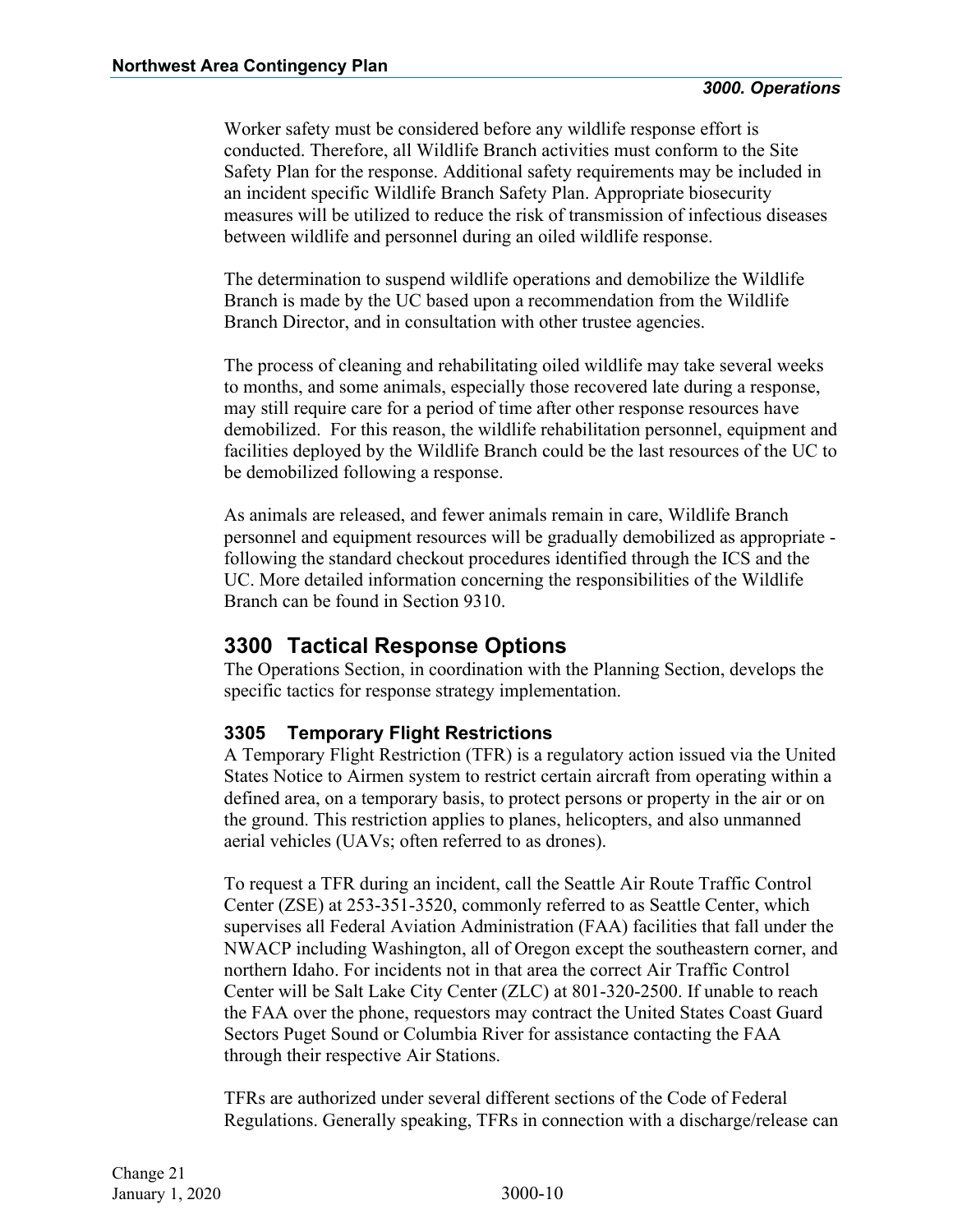Worker safety must be considered before any wildlife response effort is conducted. Therefore, all Wildlife Branch activities must conform to the Site Safety Plan for the response. Additional safety requirements may be included in an incident specific Wildlife Branch Safety Plan. Appropriate biosecurity measures will be utilized to reduce the risk of transmission of infectious diseases between wildlife and personnel during an oiled wildlife response.

The determination to suspend wildlife operations and demobilize the Wildlife Branch is made by the UC based upon a recommendation from the Wildlife Branch Director, and in consultation with other trustee agencies.

The process of cleaning and rehabilitating oiled wildlife may take several weeks to months, and some animals, especially those recovered late during a response, may still require care for a period of time after other response resources have demobilized. For this reason, the wildlife rehabilitation personnel, equipment and facilities deployed by the Wildlife Branch could be the last resources of the UC to be demobilized following a response.

As animals are released, and fewer animals remain in care, Wildlife Branch personnel and equipment resources will be gradually demobilized as appropriate - following the standard checkout procedures identified through the ICS and the UC. More detailed information concerning the responsibilities of the Wildlife Branch can be found in Section 9310.

## 3300 Tactical Response Options

The Operations Section, in coordination with the Planning Section, develops the specific tactics for response strategy implementation.

### 3305 Temporary Flight Restrictions

A Temporary Flight Restriction (TFR) is a regulatory action issued via the United States Notice to Airmen system to restrict certain aircraft from operating within a defined area, on a temporary basis, to protect persons or property in the air or on the ground. This restriction applies to planes, helicopters, and also unmanned aerial vehicles (UAVs; often referred to as drones).

To request a TFR during an incident, call the Seattle Air Route Traffic Control Center (ZSE) at 253-351-3520, commonly referred to as Seattle Center, which supervises all Federal Aviation Administration (FAA) facilities that fall under the NWACP including Washington, all of Oregon except the southeastern corner, and northern Idaho. For incidents not in that area the correct Air Traffic Control Center will be Salt Lake City Center (ZLC) at 801-320-2500. If unable to reach the FAA over the phone, requestors may contract the United States Coast Guard Sectors Puget Sound or Columbia River for assistance contacting the FAA through their respective Air Stations.

TFRs are authorized under several different sections of the Code of Federal Regulations. Generally speaking, TFRs in connection with a discharge/release can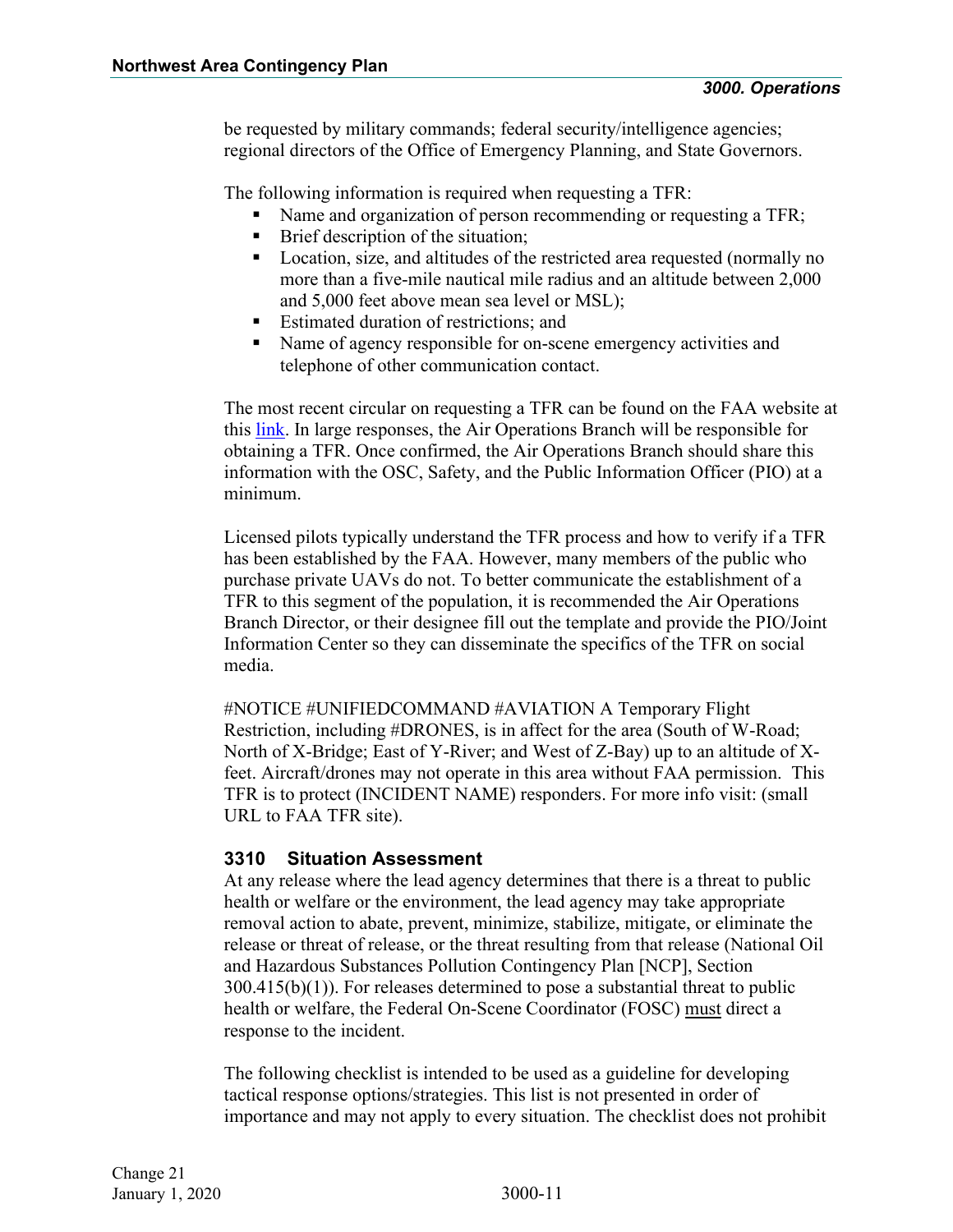be requested by military commands; federal security/intelligence agencies; regional directors of the Office of Emergency Planning, and State Governors.

The following information is required when requesting a TFR:

- Name and organization of person recommending or requesting a TFR;
- Brief description of the situation;
- Location, size, and altitudes of the restricted area requested (normally no more than a five-mile nautical mile radius and an altitude between 2,000 and 5,000 feet above mean sea level or MSL);
- Estimated duration of restrictions; and
- Name of agency responsible for on-scene emergency activities and telephone of other communication contact.

The most recent circular on requesting a TFR can be found on the FAA website at this link. In large responses, the Air Operations Branch will be responsible for obtaining a TFR. Once confirmed, the Air Operations Branch should share this information with the OSC, Safety, and the Public Information Officer (PIO) at a minimum.

Licensed pilots typically understand the TFR process and how to verify if a TFR has been established by the FAA. However, many members of the public who purchase private UAVs do not. To better communicate the establishment of a TFR to this segment of the population, it is recommended the Air Operations Branch Director, or their designee fill out the template and provide the PIO/Joint Information Center so they can disseminate the specifics of the TFR on social media.

#NOTICE #UNIFIEDCOMMAND #AVIATION A Temporary Flight Restriction, including #DRONES, is in affect for the area (South of W-Road; North of X-Bridge; East of Y-River; and West of Z-Bay) up to an altitude of X-feet. Aircraft/drones may not operate in this area without FAA permission. This TFR is to protect (INCIDENT NAME) responders. For more info visit: (small URL to FAA TFR site).

### 3310 Situation Assessment

At any release where the lead agency determines that there is a threat to public health or welfare or the environment, the lead agency may take appropriate removal action to abate, prevent, minimize, stabilize, mitigate, or eliminate the release or threat of release, or the threat resulting from that release (National Oil and Hazardous Substances Pollution Contingency Plan [NCP], Section 300.415(b)(1)). For releases determined to pose a substantial threat to public health or welfare, the Federal On-Scene Coordinator (FOSC) must direct a response to the incident.

The following checklist is intended to be used as a guideline for developing tactical response options/strategies. This list is not presented in order of importance and may not apply to every situation. The checklist does not prohibit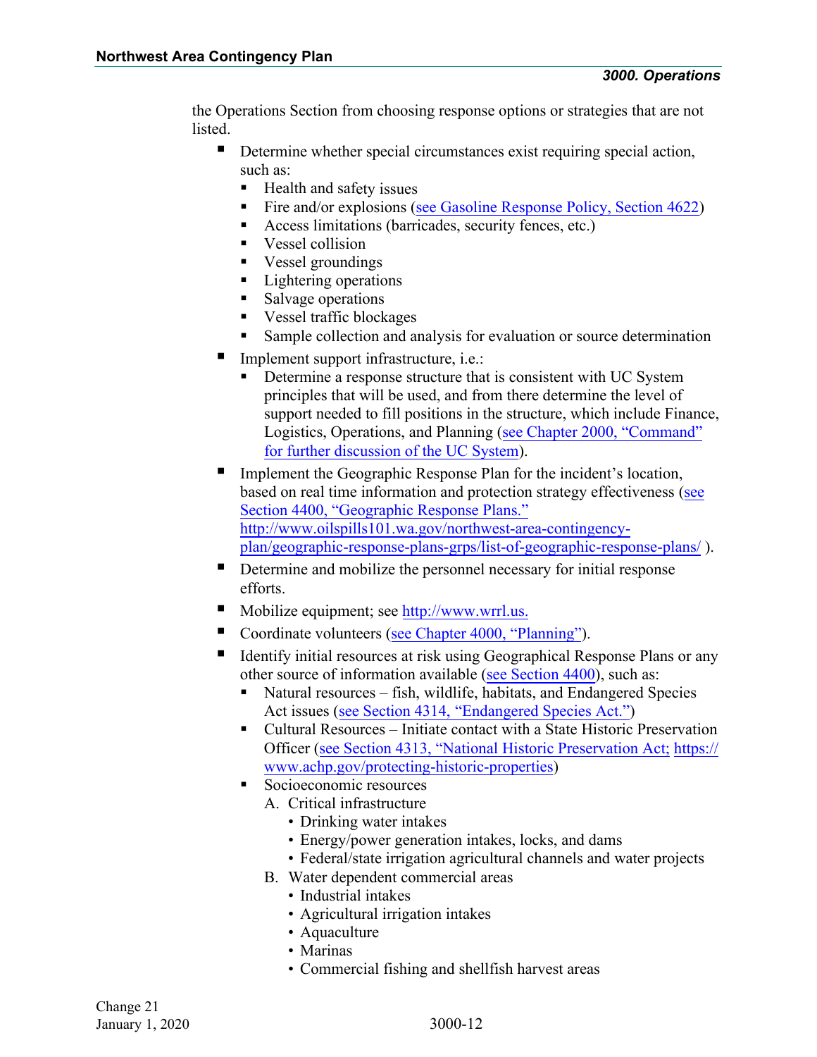the Operations Section from choosing response options or strategies that are not listed.

- Determine whether special circumstances exist requiring special action, such as:
  - Health and safety issues
  - Fire and/or explosions (see Gasoline Response Policy, Section 4622)
  - Access limitations (barricades, security fences, etc.)
  - Vessel collision
  - Vessel groundings
  - Lightering operations
  - Salvage operations
  - Vessel traffic blockages
  - Sample collection and analysis for evaluation or source determination
- Implement support infrastructure, i.e.:
  - Determine a response structure that is consistent with UC System principles that will be used, and from there determine the level of support needed to fill positions in the structure, which include Finance, Logistics, Operations, and Planning (see Chapter 2000, "Command" for further discussion of the UC System).
- Implement the Geographic Response Plan for the incident's location, based on real time information and protection strategy effectiveness (see Section 4400, "Geographic Response Plans." http://www.oilspills101.wa.gov/northwest-area-contingency-plan/geographic-response-plans-grps/list-of-geographic-response-plans/ ).
- Determine and mobilize the personnel necessary for initial response efforts.
- Mobilize equipment; see http://www.wrrl.us.
- Coordinate volunteers (see Chapter 4000, "Planning").
- Identify initial resources at risk using Geographical Response Plans or any other source of information available (see Section 4400), such as:
  - Natural resources – fish, wildlife, habitats, and Endangered Species Act issues (see Section 4314, "Endangered Species Act.")
  - Cultural Resources – Initiate contact with a State Historic Preservation Officer (see Section 4313, "National Historic Preservation Act; https://www.achp.gov/protecting-historic-properties)
  - Socioeconomic resources

    A. Critical infrastructure
      - Drinking water intakes
      - Energy/power generation intakes, locks, and dams
      - Federal/state irrigation agricultural channels and water projects

    B. Water dependent commercial areas
      - Industrial intakes
      - Agricultural irrigation intakes
      - Aquaculture
      - Marinas
      - Commercial fishing and shellfish harvest areas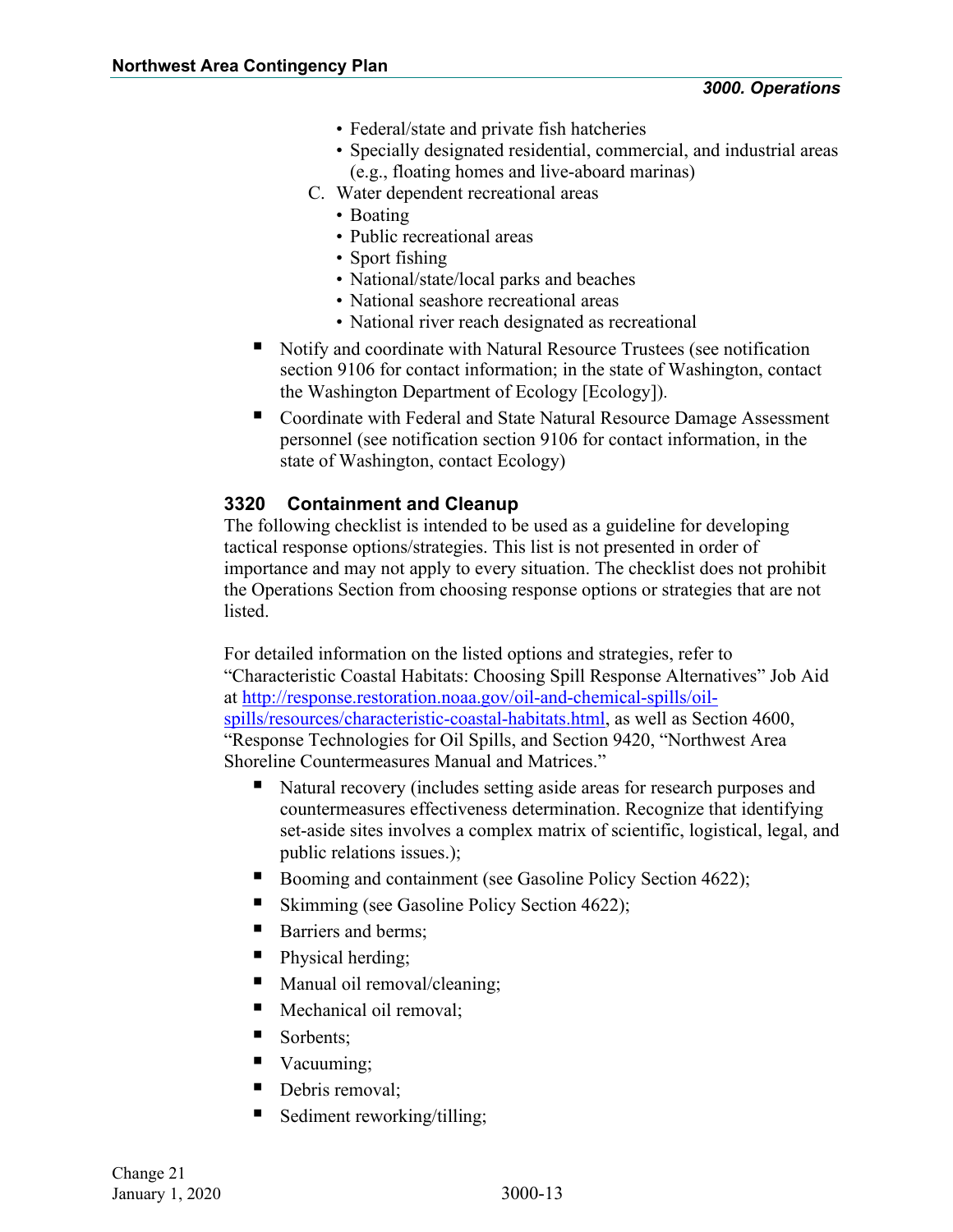- Federal/state and private fish hatcheries
- Specially designated residential, commercial, and industrial areas (e.g., floating homes and live-aboard marinas)

C. Water dependent recreational areas

- Boating
- Public recreational areas
- Sport fishing
- National/state/local parks and beaches
- National seashore recreational areas
- National river reach designated as recreational

- Notify and coordinate with Natural Resource Trustees (see notification section 9106 for contact information; in the state of Washington, contact the Washington Department of Ecology [Ecology]).
- Coordinate with Federal and State Natural Resource Damage Assessment personnel (see notification section 9106 for contact information, in the state of Washington, contact Ecology)

### 3320 Containment and Cleanup

The following checklist is intended to be used as a guideline for developing tactical response options/strategies. This list is not presented in order of importance and may not apply to every situation. The checklist does not prohibit the Operations Section from choosing response options or strategies that are not listed.

For detailed information on the listed options and strategies, refer to "Characteristic Coastal Habitats: Choosing Spill Response Alternatives" Job Aid at [http://response.restoration.noaa.gov/oil-and-chemical-spills/oil-spills/resources/characteristic-coastal-habitats.html](http://response.restoration.noaa.gov/oil-and-chemical-spills/oil-spills/resources/characteristic-coastal-habitats.html), as well as Section 4600, "Response Technologies for Oil Spills, and Section 9420, "Northwest Area Shoreline Countermeasures Manual and Matrices."

- Natural recovery (includes setting aside areas for research purposes and countermeasures effectiveness determination. Recognize that identifying set-aside sites involves a complex matrix of scientific, logistical, legal, and public relations issues.);
- Booming and containment (see Gasoline Policy Section 4622);
- Skimming (see Gasoline Policy Section 4622);
- Barriers and berms;
- Physical herding;
- Manual oil removal/cleaning;
- Mechanical oil removal;
- Sorbents;
- Vacuuming;
- Debris removal;
- Sediment reworking/tilling;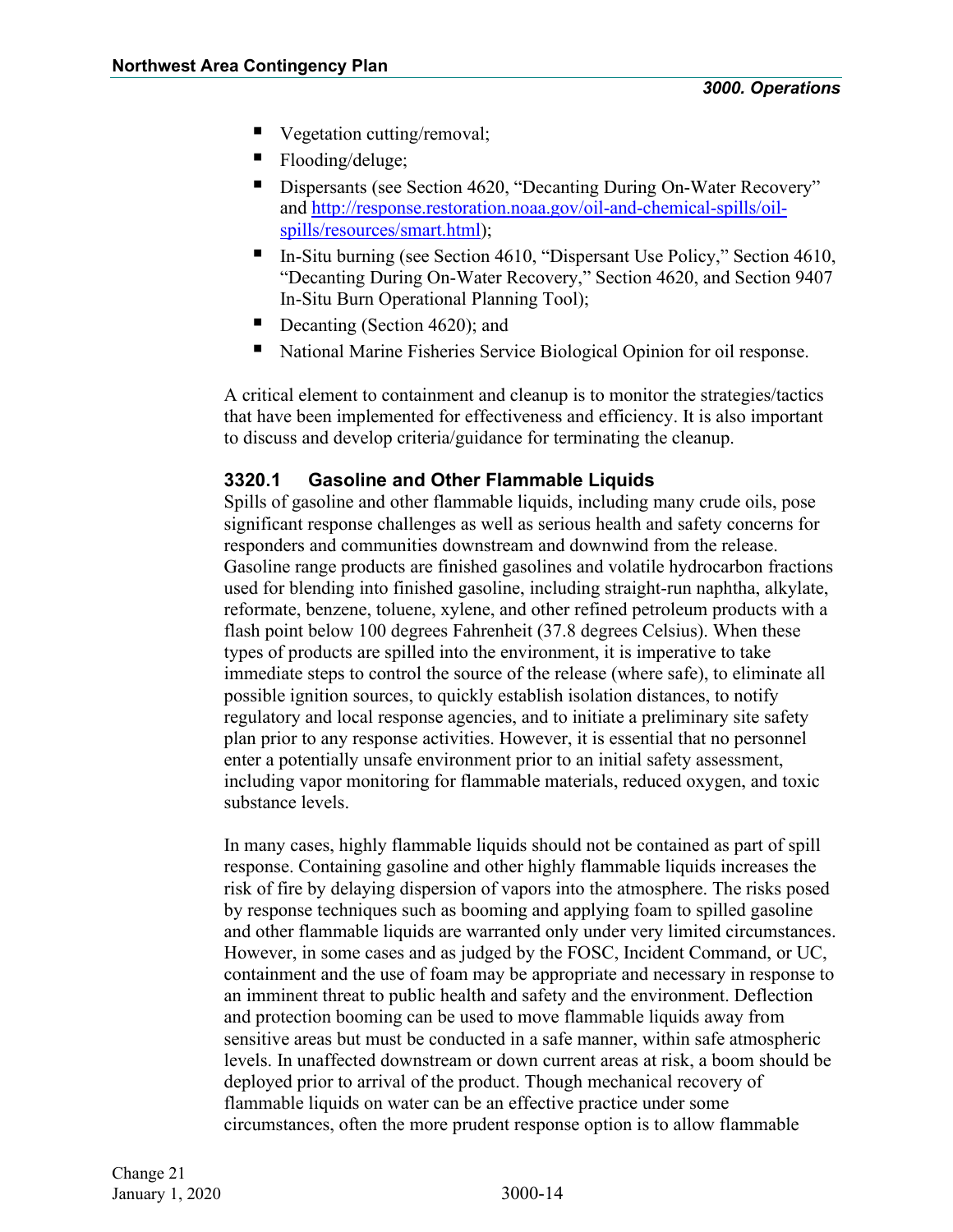- Vegetation cutting/removal;
- Flooding/deluge;
- Dispersants (see Section 4620, "Decanting During On-Water Recovery" and http://response.restoration.noaa.gov/oil-and-chemical-spills/oil-spills/resources/smart.html);
- In-Situ burning (see Section 4610, "Dispersant Use Policy," Section 4610, "Decanting During On-Water Recovery," Section 4620, and Section 9407 In-Situ Burn Operational Planning Tool);
- Decanting (Section 4620); and
- National Marine Fisheries Service Biological Opinion for oil response.

A critical element to containment and cleanup is to monitor the strategies/tactics that have been implemented for effectiveness and efficiency. It is also important to discuss and develop criteria/guidance for terminating the cleanup.

### 3320.1 Gasoline and Other Flammable Liquids

Spills of gasoline and other flammable liquids, including many crude oils, pose significant response challenges as well as serious health and safety concerns for responders and communities downstream and downwind from the release. Gasoline range products are finished gasolines and volatile hydrocarbon fractions used for blending into finished gasoline, including straight-run naphtha, alkylate, reformate, benzene, toluene, xylene, and other refined petroleum products with a flash point below 100 degrees Fahrenheit (37.8 degrees Celsius). When these types of products are spilled into the environment, it is imperative to take immediate steps to control the source of the release (where safe), to eliminate all possible ignition sources, to quickly establish isolation distances, to notify regulatory and local response agencies, and to initiate a preliminary site safety plan prior to any response activities. However, it is essential that no personnel enter a potentially unsafe environment prior to an initial safety assessment, including vapor monitoring for flammable materials, reduced oxygen, and toxic substance levels.

In many cases, highly flammable liquids should not be contained as part of spill response. Containing gasoline and other highly flammable liquids increases the risk of fire by delaying dispersion of vapors into the atmosphere. The risks posed by response techniques such as booming and applying foam to spilled gasoline and other flammable liquids are warranted only under very limited circumstances. However, in some cases and as judged by the FOSC, Incident Command, or UC, containment and the use of foam may be appropriate and necessary in response to an imminent threat to public health and safety and the environment. Deflection and protection booming can be used to move flammable liquids away from sensitive areas but must be conducted in a safe manner, within safe atmospheric levels. In unaffected downstream or down current areas at risk, a boom should be deployed prior to arrival of the product. Though mechanical recovery of flammable liquids on water can be an effective practice under some circumstances, often the more prudent response option is to allow flammable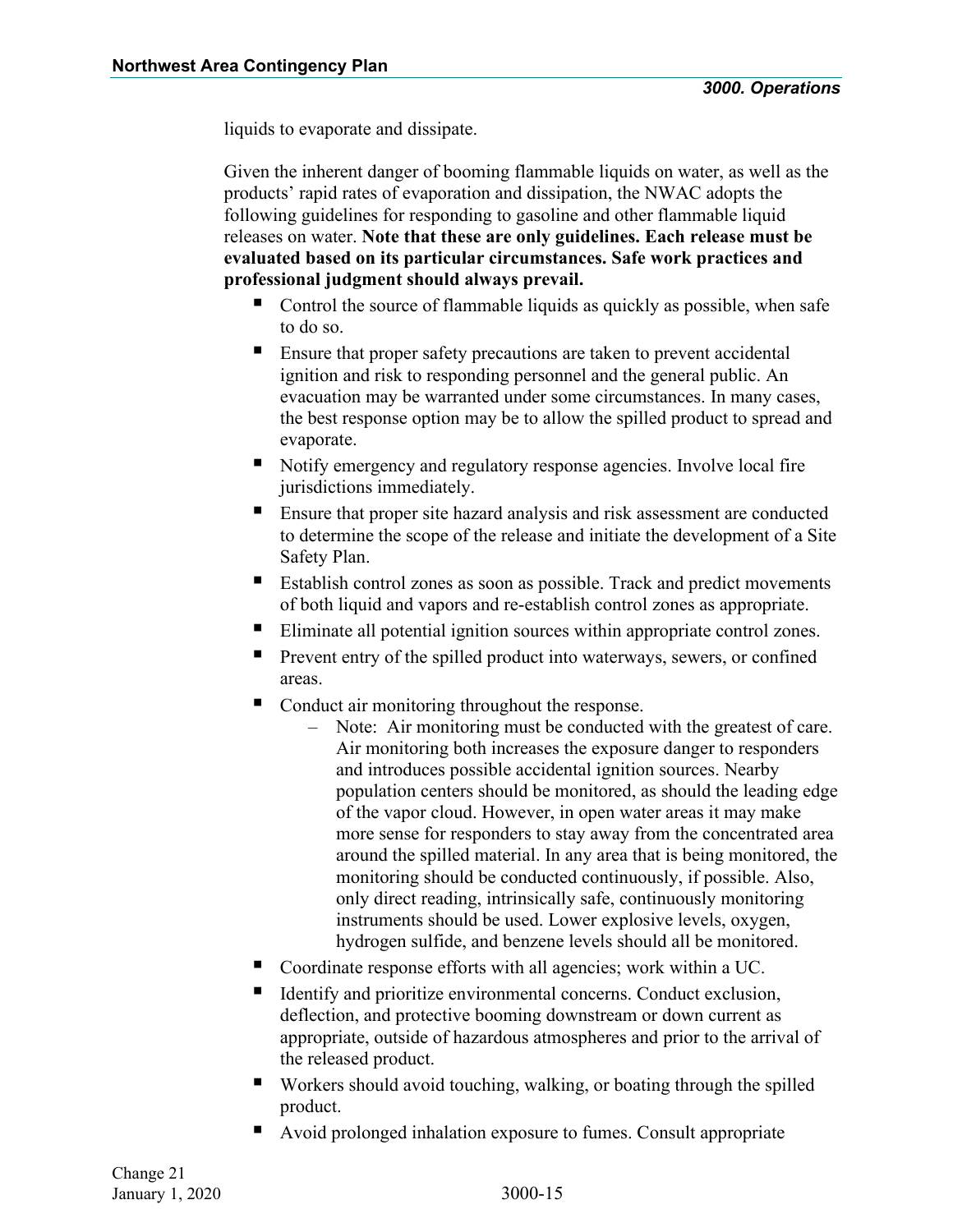liquids to evaporate and dissipate.

Given the inherent danger of booming flammable liquids on water, as well as the products' rapid rates of evaporation and dissipation, the NWAC adopts the following guidelines for responding to gasoline and other flammable liquid releases on water. **Note that these are only guidelines. Each release must be evaluated based on its particular circumstances. Safe work practices and professional judgment should always prevail.**

- Control the source of flammable liquids as quickly as possible, when safe to do so.
- Ensure that proper safety precautions are taken to prevent accidental ignition and risk to responding personnel and the general public. An evacuation may be warranted under some circumstances. In many cases, the best response option may be to allow the spilled product to spread and evaporate.
- Notify emergency and regulatory response agencies. Involve local fire jurisdictions immediately.
- Ensure that proper site hazard analysis and risk assessment are conducted to determine the scope of the release and initiate the development of a Site Safety Plan.
- Establish control zones as soon as possible. Track and predict movements of both liquid and vapors and re-establish control zones as appropriate.
- Eliminate all potential ignition sources within appropriate control zones.
- Prevent entry of the spilled product into waterways, sewers, or confined areas.
- Conduct air monitoring throughout the response.
  - Note: Air monitoring must be conducted with the greatest of care. Air monitoring both increases the exposure danger to responders and introduces possible accidental ignition sources. Nearby population centers should be monitored, as should the leading edge of the vapor cloud. However, in open water areas it may make more sense for responders to stay away from the concentrated area around the spilled material. In any area that is being monitored, the monitoring should be conducted continuously, if possible. Also, only direct reading, intrinsically safe, continuously monitoring instruments should be used. Lower explosive levels, oxygen, hydrogen sulfide, and benzene levels should all be monitored.
- Coordinate response efforts with all agencies; work within a UC.
- Identify and prioritize environmental concerns. Conduct exclusion, deflection, and protective booming downstream or down current as appropriate, outside of hazardous atmospheres and prior to the arrival of the released product.
- Workers should avoid touching, walking, or boating through the spilled product.
- Avoid prolonged inhalation exposure to fumes. Consult appropriate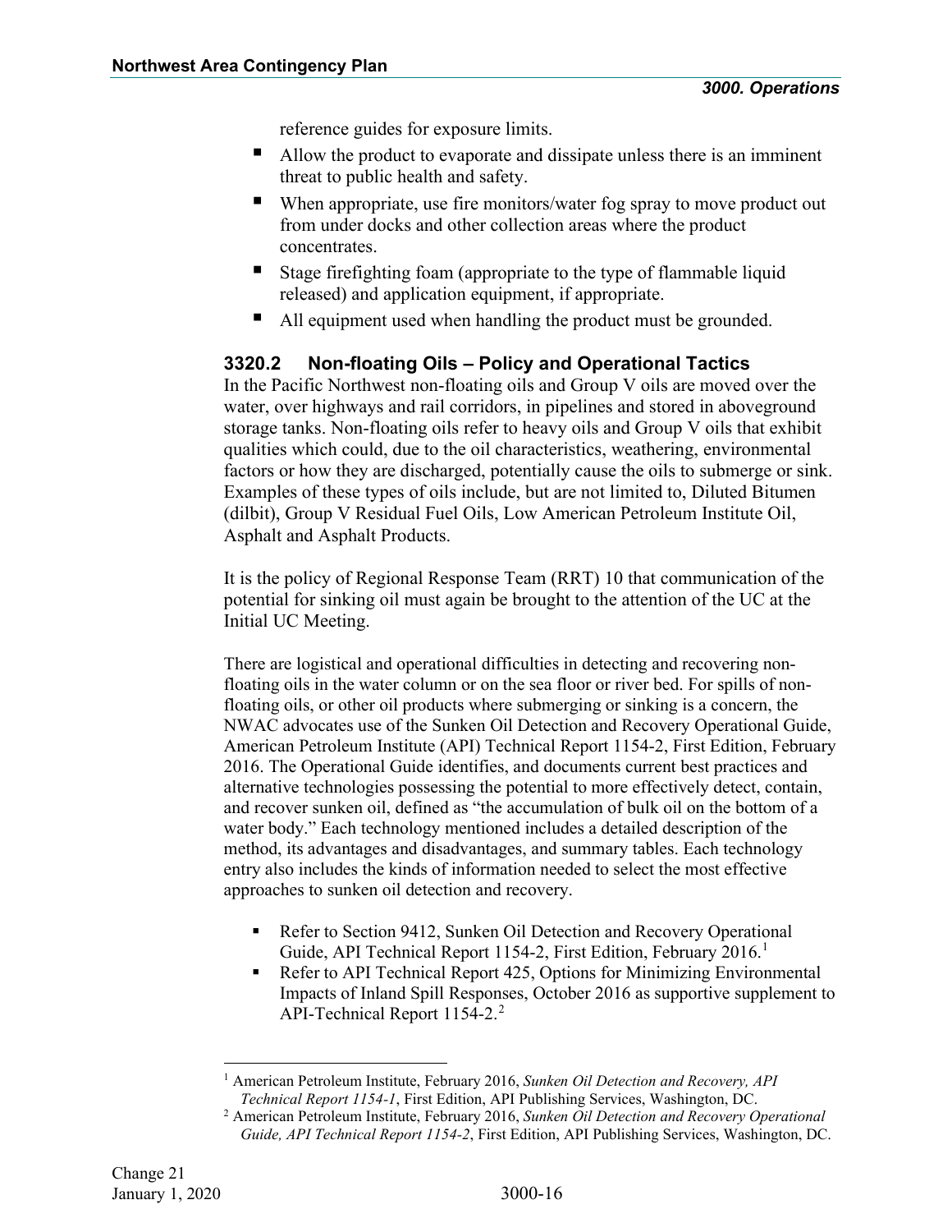reference guides for exposure limits.

- Allow the product to evaporate and dissipate unless there is an imminent threat to public health and safety.
- When appropriate, use fire monitors/water fog spray to move product out from under docks and other collection areas where the product concentrates.
- Stage firefighting foam (appropriate to the type of flammable liquid released) and application equipment, if appropriate.
- All equipment used when handling the product must be grounded.

### 3320.2 Non-floating Oils – Policy and Operational Tactics

In the Pacific Northwest non-floating oils and Group V oils are moved over the water, over highways and rail corridors, in pipelines and stored in aboveground storage tanks. Non-floating oils refer to heavy oils and Group V oils that exhibit qualities which could, due to the oil characteristics, weathering, environmental factors or how they are discharged, potentially cause the oils to submerge or sink. Examples of these types of oils include, but are not limited to, Diluted Bitumen (dilbit), Group V Residual Fuel Oils, Low American Petroleum Institute Oil, Asphalt and Asphalt Products.

It is the policy of Regional Response Team (RRT) 10 that communication of the potential for sinking oil must again be brought to the attention of the UC at the Initial UC Meeting.

There are logistical and operational difficulties in detecting and recovering non-floating oils in the water column or on the sea floor or river bed. For spills of non-floating oils, or other oil products where submerging or sinking is a concern, the NWAC advocates use of the Sunken Oil Detection and Recovery Operational Guide, American Petroleum Institute (API) Technical Report 1154-2, First Edition, February 2016. The Operational Guide identifies, and documents current best practices and alternative technologies possessing the potential to more effectively detect, contain, and recover sunken oil, defined as "the accumulation of bulk oil on the bottom of a water body." Each technology mentioned includes a detailed description of the method, its advantages and disadvantages, and summary tables. Each technology entry also includes the kinds of information needed to select the most effective approaches to sunken oil detection and recovery.

- Refer to Section 9412, Sunken Oil Detection and Recovery Operational Guide, API Technical Report 1154-2, First Edition, February 2016.[1]
- Refer to API Technical Report 425, Options for Minimizing Environmental Impacts of Inland Spill Responses, October 2016 as supportive supplement to API-Technical Report 1154-2.[2]

---

[1] American Petroleum Institute, February 2016, *Sunken Oil Detection and Recovery, API Technical Report 1154-1*, First Edition, API Publishing Services, Washington, DC.

[2] American Petroleum Institute, February 2016, *Sunken Oil Detection and Recovery Operational Guide, API Technical Report 1154-2*, First Edition, API Publishing Services, Washington, DC.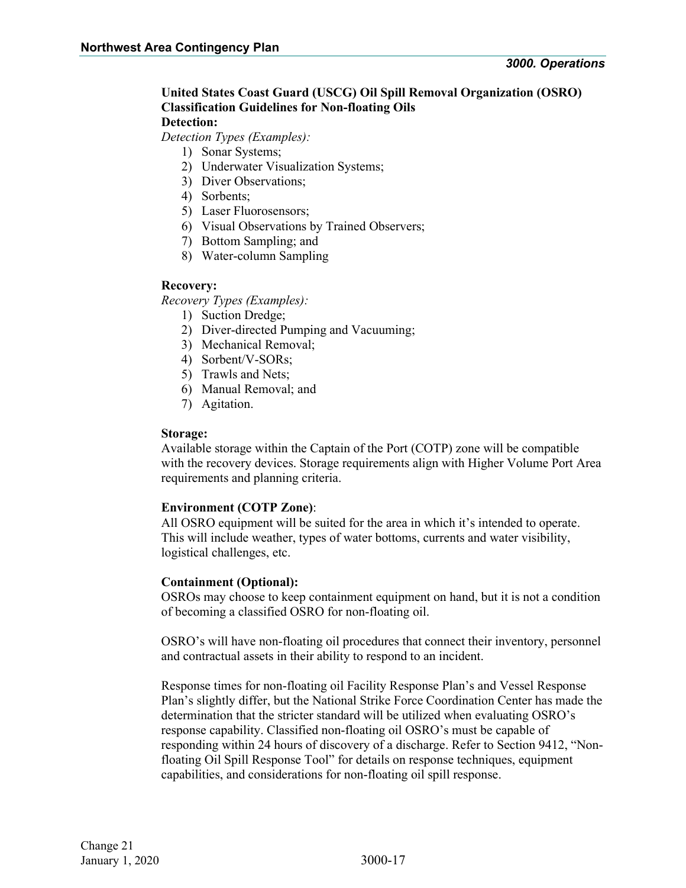**United States Coast Guard (USCG) Oil Spill Removal Organization (OSRO) Classification Guidelines for Non-floating Oils**

**Detection:**

*Detection Types (Examples):*

1) Sonar Systems;
2) Underwater Visualization Systems;
3) Diver Observations;
4) Sorbents;
5) Laser Fluorosensors;
6) Visual Observations by Trained Observers;
7) Bottom Sampling; and
8) Water-column Sampling

**Recovery:**

*Recovery Types (Examples):*

1) Suction Dredge;
2) Diver-directed Pumping and Vacuuming;
3) Mechanical Removal;
4) Sorbent/V-SORs;
5) Trawls and Nets;
6) Manual Removal; and
7) Agitation.

**Storage:**

Available storage within the Captain of the Port (COTP) zone will be compatible with the recovery devices. Storage requirements align with Higher Volume Port Area requirements and planning criteria.

**Environment (COTP Zone)**:

All OSRO equipment will be suited for the area in which it's intended to operate. This will include weather, types of water bottoms, currents and water visibility, logistical challenges, etc.

**Containment (Optional):**

OSROs may choose to keep containment equipment on hand, but it is not a condition of becoming a classified OSRO for non-floating oil.

OSRO's will have non-floating oil procedures that connect their inventory, personnel and contractual assets in their ability to respond to an incident.

Response times for non-floating oil Facility Response Plan's and Vessel Response Plan's slightly differ, but the National Strike Force Coordination Center has made the determination that the stricter standard will be utilized when evaluating OSRO's response capability. Classified non-floating oil OSRO's must be capable of responding within 24 hours of discovery of a discharge. Refer to Section 9412, "Non-floating Oil Spill Response Tool" for details on response techniques, equipment capabilities, and considerations for non-floating oil spill response.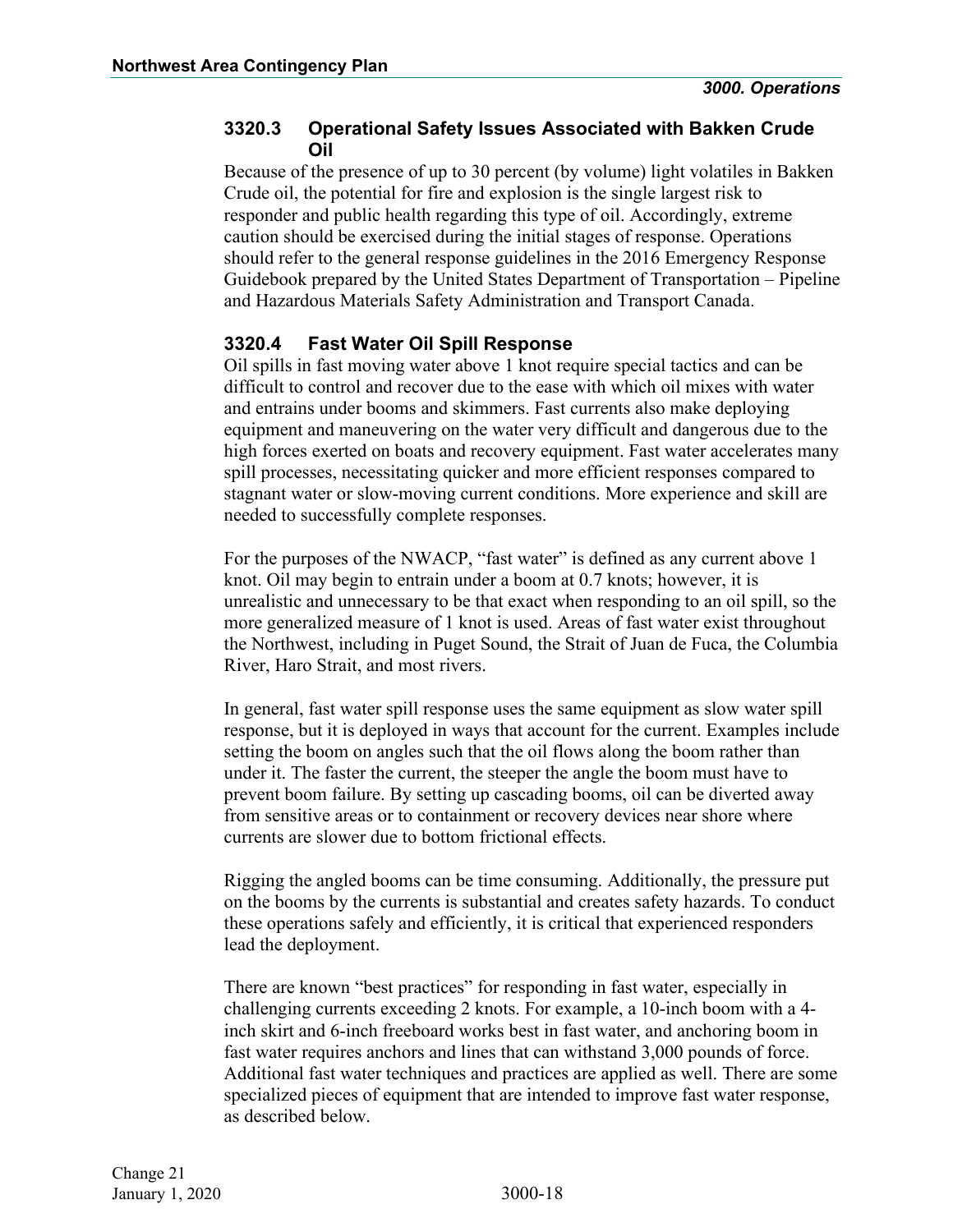### 3320.3 Operational Safety Issues Associated with Bakken Crude Oil

Because of the presence of up to 30 percent (by volume) light volatiles in Bakken Crude oil, the potential for fire and explosion is the single largest risk to responder and public health regarding this type of oil. Accordingly, extreme caution should be exercised during the initial stages of response. Operations should refer to the general response guidelines in the 2016 Emergency Response Guidebook prepared by the United States Department of Transportation – Pipeline and Hazardous Materials Safety Administration and Transport Canada.

### 3320.4 Fast Water Oil Spill Response

Oil spills in fast moving water above 1 knot require special tactics and can be difficult to control and recover due to the ease with which oil mixes with water and entrains under booms and skimmers. Fast currents also make deploying equipment and maneuvering on the water very difficult and dangerous due to the high forces exerted on boats and recovery equipment. Fast water accelerates many spill processes, necessitating quicker and more efficient responses compared to stagnant water or slow-moving current conditions. More experience and skill are needed to successfully complete responses.

For the purposes of the NWACP, "fast water" is defined as any current above 1 knot. Oil may begin to entrain under a boom at 0.7 knots; however, it is unrealistic and unnecessary to be that exact when responding to an oil spill, so the more generalized measure of 1 knot is used. Areas of fast water exist throughout the Northwest, including in Puget Sound, the Strait of Juan de Fuca, the Columbia River, Haro Strait, and most rivers.

In general, fast water spill response uses the same equipment as slow water spill response, but it is deployed in ways that account for the current. Examples include setting the boom on angles such that the oil flows along the boom rather than under it. The faster the current, the steeper the angle the boom must have to prevent boom failure. By setting up cascading booms, oil can be diverted away from sensitive areas or to containment or recovery devices near shore where currents are slower due to bottom frictional effects.

Rigging the angled booms can be time consuming. Additionally, the pressure put on the booms by the currents is substantial and creates safety hazards. To conduct these operations safely and efficiently, it is critical that experienced responders lead the deployment.

There are known "best practices" for responding in fast water, especially in challenging currents exceeding 2 knots. For example, a 10-inch boom with a 4-inch skirt and 6-inch freeboard works best in fast water, and anchoring boom in fast water requires anchors and lines that can withstand 3,000 pounds of force. Additional fast water techniques and practices are applied as well. There are some specialized pieces of equipment that are intended to improve fast water response, as described below.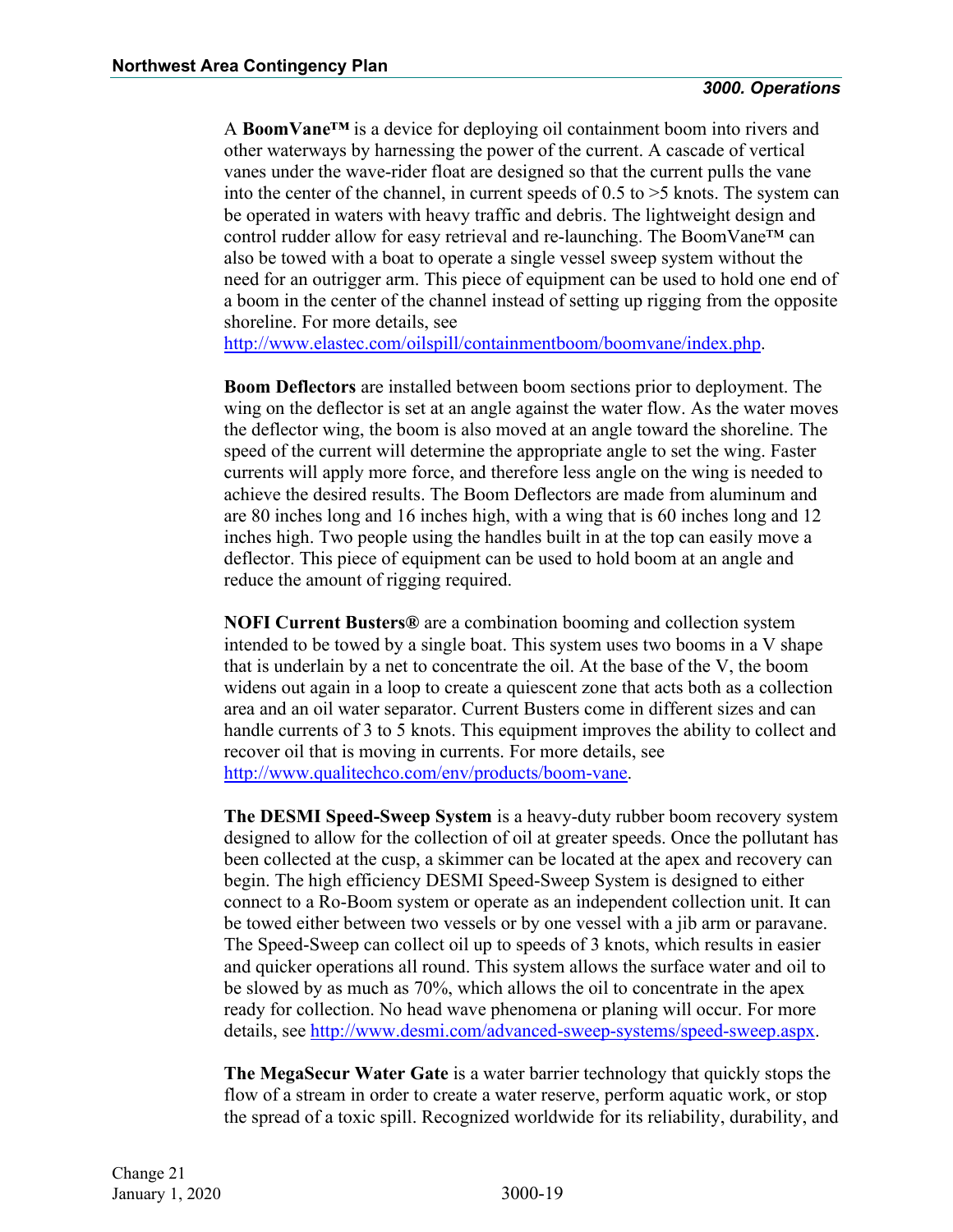A **BoomVane™** is a device for deploying oil containment boom into rivers and other waterways by harnessing the power of the current. A cascade of vertical vanes under the wave-rider float are designed so that the current pulls the vane into the center of the channel, in current speeds of 0.5 to >5 knots. The system can be operated in waters with heavy traffic and debris. The lightweight design and control rudder allow for easy retrieval and re-launching. The BoomVane™ can also be towed with a boat to operate a single vessel sweep system without the need for an outrigger arm. This piece of equipment can be used to hold one end of a boom in the center of the channel instead of setting up rigging from the opposite shoreline. For more details, see http://www.elastec.com/oilspill/containmentboom/boomvane/index.php.

**Boom Deflectors** are installed between boom sections prior to deployment. The wing on the deflector is set at an angle against the water flow. As the water moves the deflector wing, the boom is also moved at an angle toward the shoreline. The speed of the current will determine the appropriate angle to set the wing. Faster currents will apply more force, and therefore less angle on the wing is needed to achieve the desired results. The Boom Deflectors are made from aluminum and are 80 inches long and 16 inches high, with a wing that is 60 inches long and 12 inches high. Two people using the handles built in at the top can easily move a deflector. This piece of equipment can be used to hold boom at an angle and reduce the amount of rigging required.

**NOFI Current Busters®** are a combination booming and collection system intended to be towed by a single boat. This system uses two booms in a V shape that is underlain by a net to concentrate the oil. At the base of the V, the boom widens out again in a loop to create a quiescent zone that acts both as a collection area and an oil water separator. Current Busters come in different sizes and can handle currents of 3 to 5 knots. This equipment improves the ability to collect and recover oil that is moving in currents. For more details, see http://www.qualitechco.com/env/products/boom-vane.

**The DESMI Speed-Sweep System** is a heavy-duty rubber boom recovery system designed to allow for the collection of oil at greater speeds. Once the pollutant has been collected at the cusp, a skimmer can be located at the apex and recovery can begin. The high efficiency DESMI Speed-Sweep System is designed to either connect to a Ro-Boom system or operate as an independent collection unit. It can be towed either between two vessels or by one vessel with a jib arm or paravane. The Speed-Sweep can collect oil up to speeds of 3 knots, which results in easier and quicker operations all round. This system allows the surface water and oil to be slowed by as much as 70%, which allows the oil to concentrate in the apex ready for collection. No head wave phenomena or planing will occur. For more details, see http://www.desmi.com/advanced-sweep-systems/speed-sweep.aspx.

**The MegaSecur Water Gate** is a water barrier technology that quickly stops the flow of a stream in order to create a water reserve, perform aquatic work, or stop the spread of a toxic spill. Recognized worldwide for its reliability, durability, and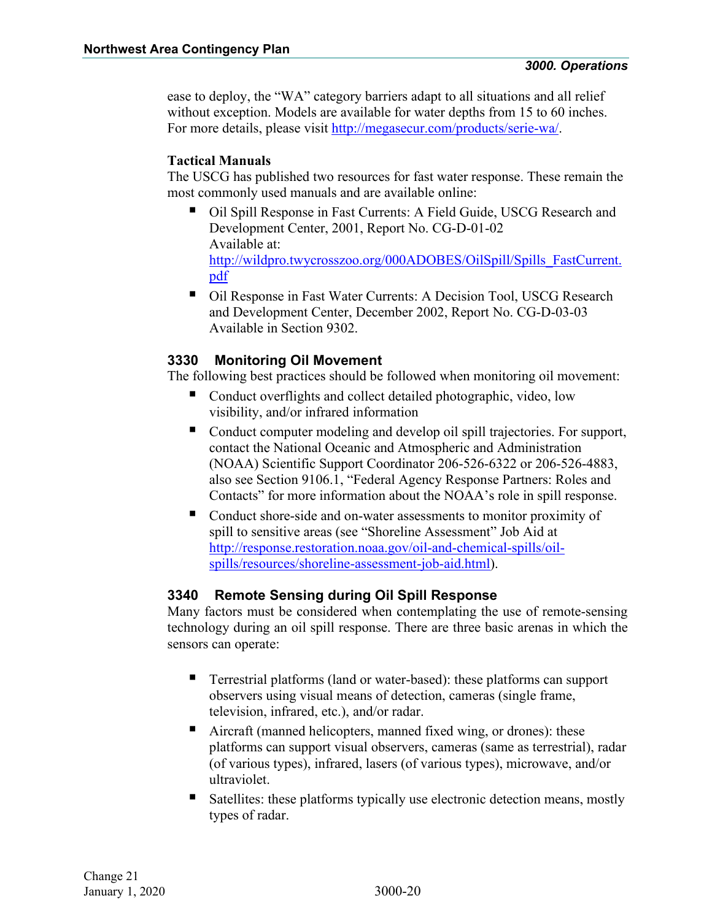ease to deploy, the "WA" category barriers adapt to all situations and all relief without exception. Models are available for water depths from 15 to 60 inches. For more details, please visit http://megasecur.com/products/serie-wa/.

**Tactical Manuals**

The USCG has published two resources for fast water response. These remain the most commonly used manuals and are available online:

- Oil Spill Response in Fast Currents: A Field Guide, USCG Research and Development Center, 2001, Report No. CG-D-01-02
  Available at:
  http://wildpro.twycrosszoo.org/000ADOBES/OilSpill/Spills_FastCurrent.pdf
- Oil Response in Fast Water Currents: A Decision Tool, USCG Research and Development Center, December 2002, Report No. CG-D-03-03
  Available in Section 9302.

## 3330 Monitoring Oil Movement

The following best practices should be followed when monitoring oil movement:

- Conduct overflights and collect detailed photographic, video, low visibility, and/or infrared information
- Conduct computer modeling and develop oil spill trajectories. For support, contact the National Oceanic and Atmospheric and Administration (NOAA) Scientific Support Coordinator 206-526-6322 or 206-526-4883, also see Section 9106.1, "Federal Agency Response Partners: Roles and Contacts" for more information about the NOAA's role in spill response.
- Conduct shore-side and on-water assessments to monitor proximity of spill to sensitive areas (see "Shoreline Assessment" Job Aid at http://response.restoration.noaa.gov/oil-and-chemical-spills/oil-spills/resources/shoreline-assessment-job-aid.html).

## 3340 Remote Sensing during Oil Spill Response

Many factors must be considered when contemplating the use of remote-sensing technology during an oil spill response. There are three basic arenas in which the sensors can operate:

- Terrestrial platforms (land or water-based): these platforms can support observers using visual means of detection, cameras (single frame, television, infrared, etc.), and/or radar.
- Aircraft (manned helicopters, manned fixed wing, or drones): these platforms can support visual observers, cameras (same as terrestrial), radar (of various types), infrared, lasers (of various types), microwave, and/or ultraviolet.
- Satellites: these platforms typically use electronic detection means, mostly types of radar.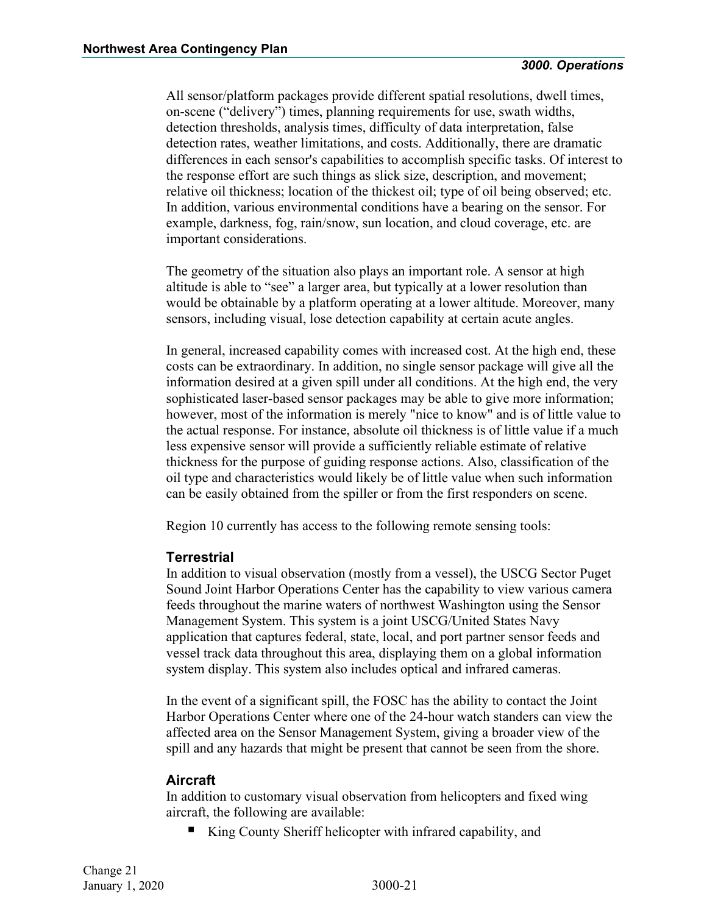All sensor/platform packages provide different spatial resolutions, dwell times, on-scene ("delivery") times, planning requirements for use, swath widths, detection thresholds, analysis times, difficulty of data interpretation, false detection rates, weather limitations, and costs. Additionally, there are dramatic differences in each sensor's capabilities to accomplish specific tasks. Of interest to the response effort are such things as slick size, description, and movement; relative oil thickness; location of the thickest oil; type of oil being observed; etc. In addition, various environmental conditions have a bearing on the sensor. For example, darkness, fog, rain/snow, sun location, and cloud coverage, etc. are important considerations.

The geometry of the situation also plays an important role. A sensor at high altitude is able to "see" a larger area, but typically at a lower resolution than would be obtainable by a platform operating at a lower altitude. Moreover, many sensors, including visual, lose detection capability at certain acute angles.

In general, increased capability comes with increased cost. At the high end, these costs can be extraordinary. In addition, no single sensor package will give all the information desired at a given spill under all conditions. At the high end, the very sophisticated laser-based sensor packages may be able to give more information; however, most of the information is merely "nice to know" and is of little value to the actual response. For instance, absolute oil thickness is of little value if a much less expensive sensor will provide a sufficiently reliable estimate of relative thickness for the purpose of guiding response actions. Also, classification of the oil type and characteristics would likely be of little value when such information can be easily obtained from the spiller or from the first responders on scene.

Region 10 currently has access to the following remote sensing tools:

### Terrestrial

In addition to visual observation (mostly from a vessel), the USCG Sector Puget Sound Joint Harbor Operations Center has the capability to view various camera feeds throughout the marine waters of northwest Washington using the Sensor Management System. This system is a joint USCG/United States Navy application that captures federal, state, local, and port partner sensor feeds and vessel track data throughout this area, displaying them on a global information system display. This system also includes optical and infrared cameras.

In the event of a significant spill, the FOSC has the ability to contact the Joint Harbor Operations Center where one of the 24-hour watch standers can view the affected area on the Sensor Management System, giving a broader view of the spill and any hazards that might be present that cannot be seen from the shore.

### Aircraft

In addition to customary visual observation from helicopters and fixed wing aircraft, the following are available:

- King County Sheriff helicopter with infrared capability, and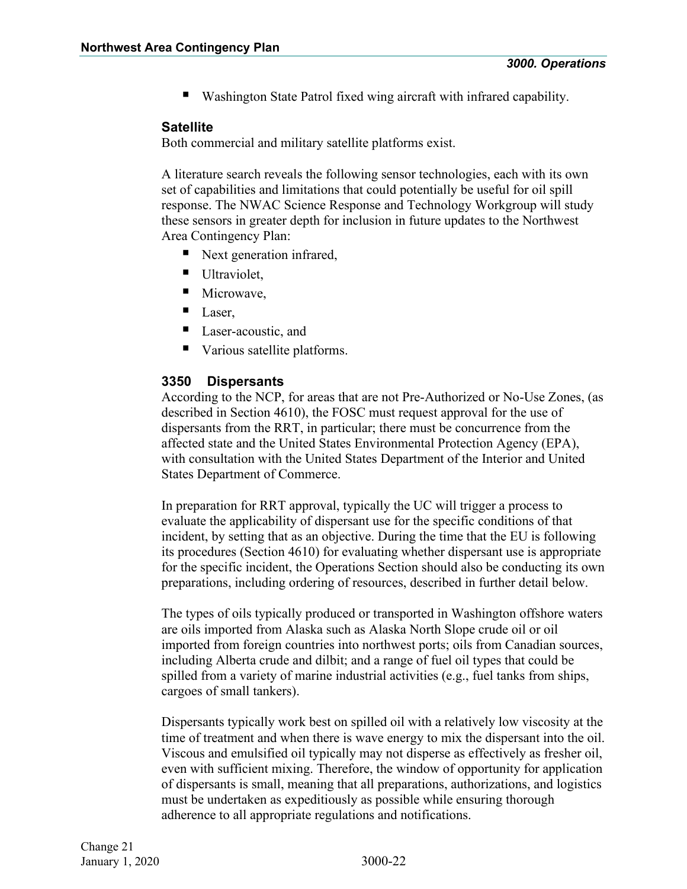- Washington State Patrol fixed wing aircraft with infrared capability.

### Satellite

Both commercial and military satellite platforms exist.

A literature search reveals the following sensor technologies, each with its own set of capabilities and limitations that could potentially be useful for oil spill response. The NWAC Science Response and Technology Workgroup will study these sensors in greater depth for inclusion in future updates to the Northwest Area Contingency Plan:

- Next generation infrared,
- Ultraviolet,
- Microwave,
- Laser,
- Laser-acoustic, and
- Various satellite platforms.

## 3350 Dispersants

According to the NCP, for areas that are not Pre-Authorized or No-Use Zones, (as described in Section 4610), the FOSC must request approval for the use of dispersants from the RRT, in particular; there must be concurrence from the affected state and the United States Environmental Protection Agency (EPA), with consultation with the United States Department of the Interior and United States Department of Commerce.

In preparation for RRT approval, typically the UC will trigger a process to evaluate the applicability of dispersant use for the specific conditions of that incident, by setting that as an objective. During the time that the EU is following its procedures (Section 4610) for evaluating whether dispersant use is appropriate for the specific incident, the Operations Section should also be conducting its own preparations, including ordering of resources, described in further detail below.

The types of oils typically produced or transported in Washington offshore waters are oils imported from Alaska such as Alaska North Slope crude oil or oil imported from foreign countries into northwest ports; oils from Canadian sources, including Alberta crude and dilbit; and a range of fuel oil types that could be spilled from a variety of marine industrial activities (e.g., fuel tanks from ships, cargoes of small tankers).

Dispersants typically work best on spilled oil with a relatively low viscosity at the time of treatment and when there is wave energy to mix the dispersant into the oil. Viscous and emulsified oil typically may not disperse as effectively as fresher oil, even with sufficient mixing. Therefore, the window of opportunity for application of dispersants is small, meaning that all preparations, authorizations, and logistics must be undertaken as expeditiously as possible while ensuring thorough adherence to all appropriate regulations and notifications.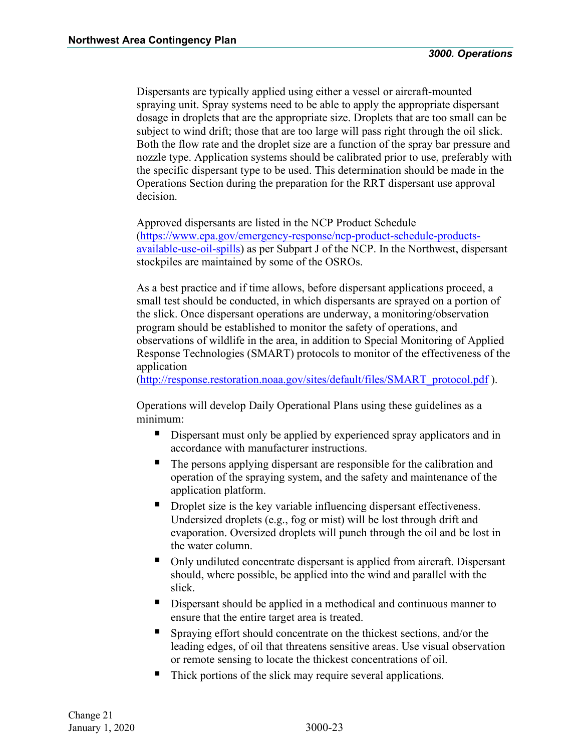Dispersants are typically applied using either a vessel or aircraft-mounted spraying unit. Spray systems need to be able to apply the appropriate dispersant dosage in droplets that are the appropriate size. Droplets that are too small can be subject to wind drift; those that are too large will pass right through the oil slick. Both the flow rate and the droplet size are a function of the spray bar pressure and nozzle type. Application systems should be calibrated prior to use, preferably with the specific dispersant type to be used. This determination should be made in the Operations Section during the preparation for the RRT dispersant use approval decision.

Approved dispersants are listed in the NCP Product Schedule ([https://www.epa.gov/emergency-response/ncp-product-schedule-products-available-use-oil-spills](https://www.epa.gov/emergency-response/ncp-product-schedule-products-available-use-oil-spills)) as per Subpart J of the NCP. In the Northwest, dispersant stockpiles are maintained by some of the OSROs.

As a best practice and if time allows, before dispersant applications proceed, a small test should be conducted, in which dispersants are sprayed on a portion of the slick. Once dispersant operations are underway, a monitoring/observation program should be established to monitor the safety of operations, and observations of wildlife in the area, in addition to Special Monitoring of Applied Response Technologies (SMART) protocols to monitor of the effectiveness of the application ([http://response.restoration.noaa.gov/sites/default/files/SMART_protocol.pdf](http://response.restoration.noaa.gov/sites/default/files/SMART_protocol.pdf) ).

Operations will develop Daily Operational Plans using these guidelines as a minimum:

- Dispersant must only be applied by experienced spray applicators and in accordance with manufacturer instructions.
- The persons applying dispersant are responsible for the calibration and operation of the spraying system, and the safety and maintenance of the application platform.
- Droplet size is the key variable influencing dispersant effectiveness. Undersized droplets (e.g., fog or mist) will be lost through drift and evaporation. Oversized droplets will punch through the oil and be lost in the water column.
- Only undiluted concentrate dispersant is applied from aircraft. Dispersant should, where possible, be applied into the wind and parallel with the slick.
- Dispersant should be applied in a methodical and continuous manner to ensure that the entire target area is treated.
- Spraying effort should concentrate on the thickest sections, and/or the leading edges, of oil that threatens sensitive areas. Use visual observation or remote sensing to locate the thickest concentrations of oil.
- Thick portions of the slick may require several applications.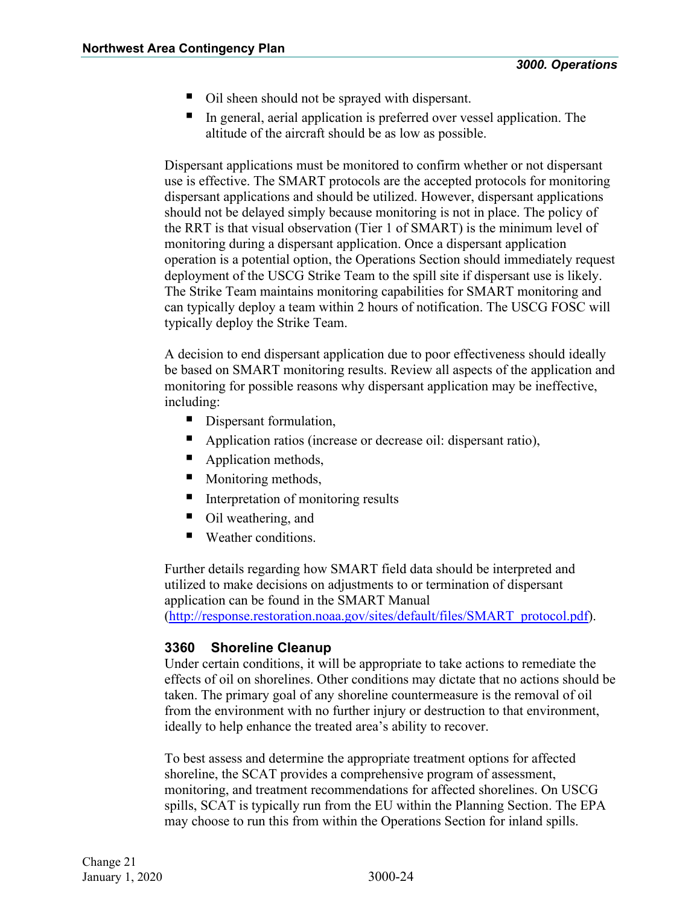- Oil sheen should not be sprayed with dispersant.
- In general, aerial application is preferred over vessel application. The altitude of the aircraft should be as low as possible.

Dispersant applications must be monitored to confirm whether or not dispersant use is effective. The SMART protocols are the accepted protocols for monitoring dispersant applications and should be utilized. However, dispersant applications should not be delayed simply because monitoring is not in place. The policy of the RRT is that visual observation (Tier 1 of SMART) is the minimum level of monitoring during a dispersant application. Once a dispersant application operation is a potential option, the Operations Section should immediately request deployment of the USCG Strike Team to the spill site if dispersant use is likely. The Strike Team maintains monitoring capabilities for SMART monitoring and can typically deploy a team within 2 hours of notification. The USCG FOSC will typically deploy the Strike Team.

A decision to end dispersant application due to poor effectiveness should ideally be based on SMART monitoring results. Review all aspects of the application and monitoring for possible reasons why dispersant application may be ineffective, including:

- Dispersant formulation,
- Application ratios (increase or decrease oil: dispersant ratio),
- Application methods,
- Monitoring methods,
- Interpretation of monitoring results
- Oil weathering, and
- Weather conditions.

Further details regarding how SMART field data should be interpreted and utilized to make decisions on adjustments to or termination of dispersant application can be found in the SMART Manual (http://response.restoration.noaa.gov/sites/default/files/SMART_protocol.pdf).

### 3360 Shoreline Cleanup

Under certain conditions, it will be appropriate to take actions to remediate the effects of oil on shorelines. Other conditions may dictate that no actions should be taken. The primary goal of any shoreline countermeasure is the removal of oil from the environment with no further injury or destruction to that environment, ideally to help enhance the treated area's ability to recover.

To best assess and determine the appropriate treatment options for affected shoreline, the SCAT provides a comprehensive program of assessment, monitoring, and treatment recommendations for affected shorelines. On USCG spills, SCAT is typically run from the EU within the Planning Section. The EPA may choose to run this from within the Operations Section for inland spills.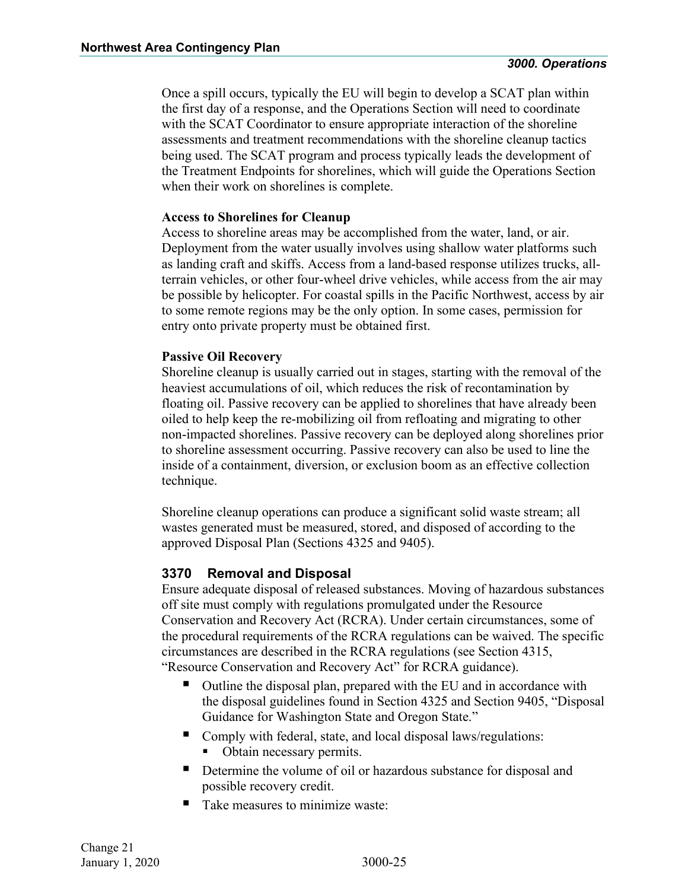Once a spill occurs, typically the EU will begin to develop a SCAT plan within the first day of a response, and the Operations Section will need to coordinate with the SCAT Coordinator to ensure appropriate interaction of the shoreline assessments and treatment recommendations with the shoreline cleanup tactics being used. The SCAT program and process typically leads the development of the Treatment Endpoints for shorelines, which will guide the Operations Section when their work on shorelines is complete.

**Access to Shorelines for Cleanup**
Access to shoreline areas may be accomplished from the water, land, or air. Deployment from the water usually involves using shallow water platforms such as landing craft and skiffs. Access from a land-based response utilizes trucks, all-terrain vehicles, or other four-wheel drive vehicles, while access from the air may be possible by helicopter. For coastal spills in the Pacific Northwest, access by air to some remote regions may be the only option. In some cases, permission for entry onto private property must be obtained first.

**Passive Oil Recovery**
Shoreline cleanup is usually carried out in stages, starting with the removal of the heaviest accumulations of oil, which reduces the risk of recontamination by floating oil. Passive recovery can be applied to shorelines that have already been oiled to help keep the re-mobilizing oil from refloating and migrating to other non-impacted shorelines. Passive recovery can be deployed along shorelines prior to shoreline assessment occurring. Passive recovery can also be used to line the inside of a containment, diversion, or exclusion boom as an effective collection technique.

Shoreline cleanup operations can produce a significant solid waste stream; all wastes generated must be measured, stored, and disposed of according to the approved Disposal Plan (Sections 4325 and 9405).

## 3370 Removal and Disposal

Ensure adequate disposal of released substances. Moving of hazardous substances off site must comply with regulations promulgated under the Resource Conservation and Recovery Act (RCRA). Under certain circumstances, some of the procedural requirements of the RCRA regulations can be waived. The specific circumstances are described in the RCRA regulations (see Section 4315, "Resource Conservation and Recovery Act" for RCRA guidance).

- Outline the disposal plan, prepared with the EU and in accordance with the disposal guidelines found in Section 4325 and Section 9405, "Disposal Guidance for Washington State and Oregon State."
- Comply with federal, state, and local disposal laws/regulations:
  - Obtain necessary permits.
- Determine the volume of oil or hazardous substance for disposal and possible recovery credit.
- Take measures to minimize waste: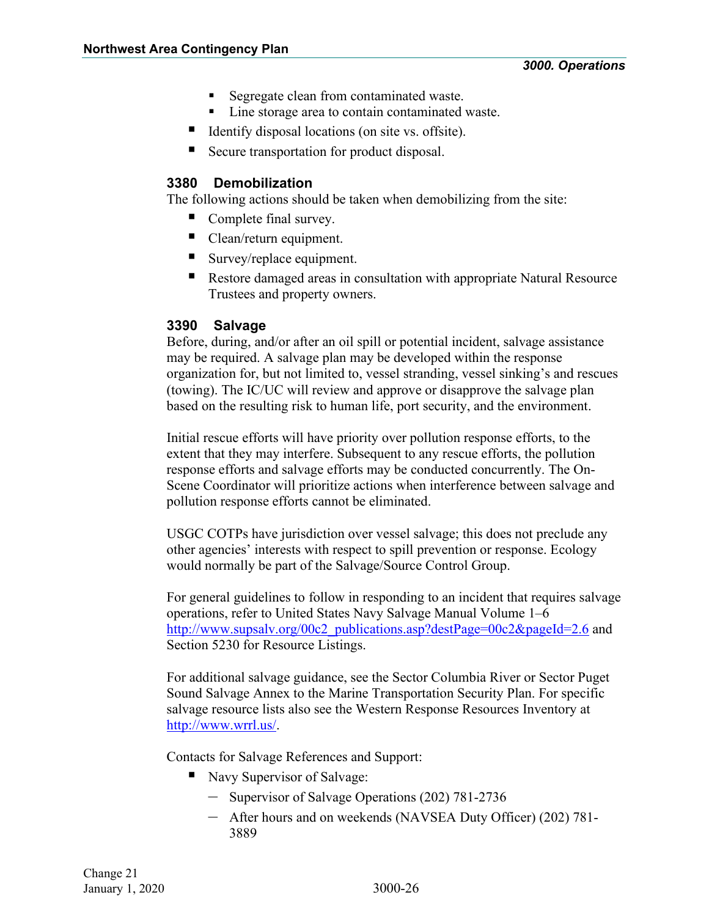- Segregate clean from contaminated waste.
  - Line storage area to contain contaminated waste.
- Identify disposal locations (on site vs. offsite).
- Secure transportation for product disposal.

### 3380 Demobilization

The following actions should be taken when demobilizing from the site:

- Complete final survey.
- Clean/return equipment.
- Survey/replace equipment.
- Restore damaged areas in consultation with appropriate Natural Resource Trustees and property owners.

### 3390 Salvage

Before, during, and/or after an oil spill or potential incident, salvage assistance may be required. A salvage plan may be developed within the response organization for, but not limited to, vessel stranding, vessel sinking's and rescues (towing). The IC/UC will review and approve or disapprove the salvage plan based on the resulting risk to human life, port security, and the environment.

Initial rescue efforts will have priority over pollution response efforts, to the extent that they may interfere. Subsequent to any rescue efforts, the pollution response efforts and salvage efforts may be conducted concurrently. The On-Scene Coordinator will prioritize actions when interference between salvage and pollution response efforts cannot be eliminated.

USGC COTPs have jurisdiction over vessel salvage; this does not preclude any other agencies' interests with respect to spill prevention or response. Ecology would normally be part of the Salvage/Source Control Group.

For general guidelines to follow in responding to an incident that requires salvage operations, refer to United States Navy Salvage Manual Volume 1–6 http://www.supsalv.org/00c2_publications.asp?destPage=00c2&pageId=2.6 and Section 5230 for Resource Listings.

For additional salvage guidance, see the Sector Columbia River or Sector Puget Sound Salvage Annex to the Marine Transportation Security Plan. For specific salvage resource lists also see the Western Response Resources Inventory at http://www.wrrl.us/.

Contacts for Salvage References and Support:

- Navy Supervisor of Salvage:
  - Supervisor of Salvage Operations (202) 781-2736
  - After hours and on weekends (NAVSEA Duty Officer) (202) 781-3889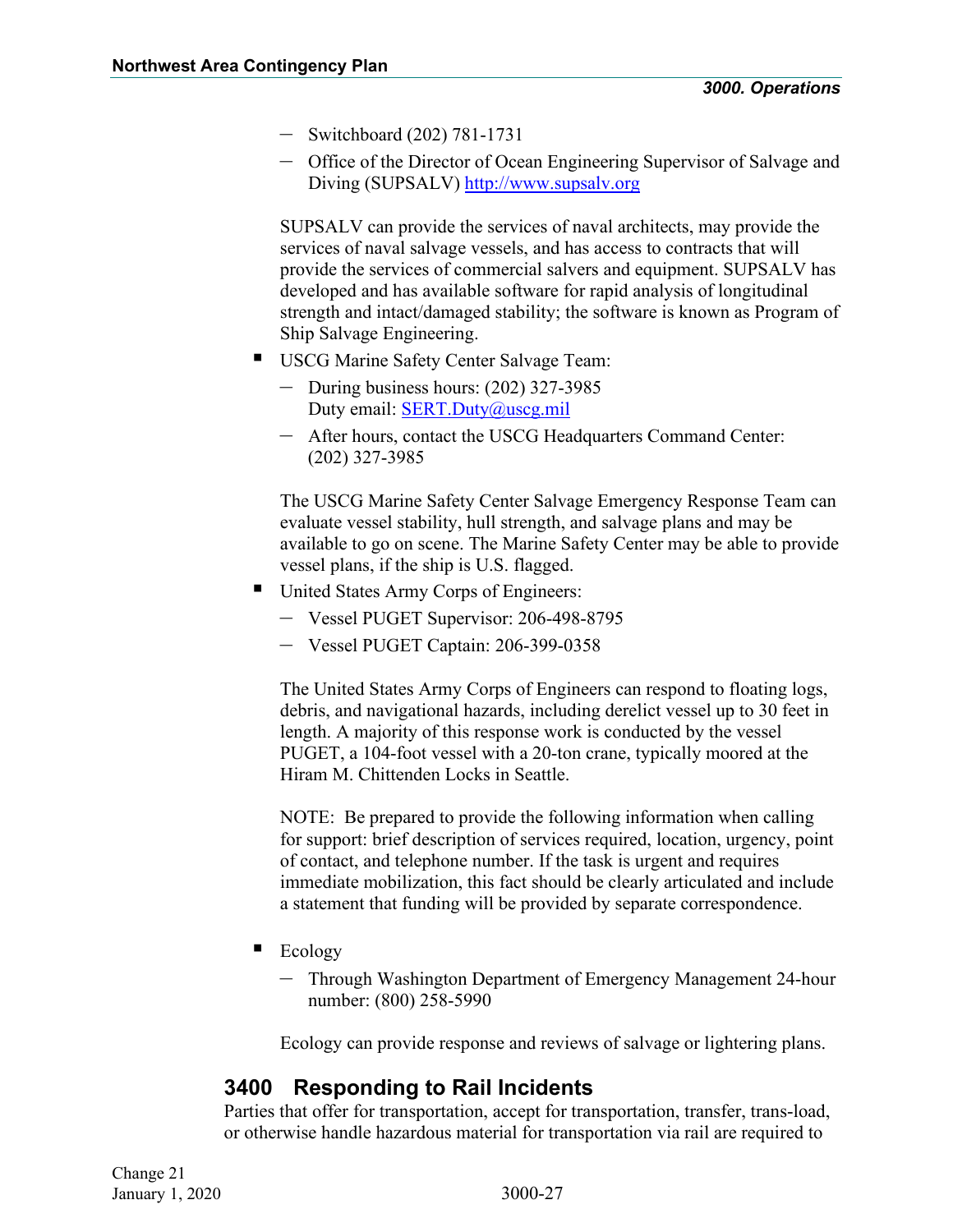- Switchboard (202) 781-1731
- Office of the Director of Ocean Engineering Supervisor of Salvage and Diving (SUPSALV) http://www.supsalv.org

SUPSALV can provide the services of naval architects, may provide the services of naval salvage vessels, and has access to contracts that will provide the services of commercial salvers and equipment. SUPSALV has developed and has available software for rapid analysis of longitudinal strength and intact/damaged stability; the software is known as Program of Ship Salvage Engineering.

- USCG Marine Safety Center Salvage Team:
  - During business hours: (202) 327-3985
    Duty email: SERT.Duty@uscg.mil
  - After hours, contact the USCG Headquarters Command Center: (202) 327-3985

  The USCG Marine Safety Center Salvage Emergency Response Team can evaluate vessel stability, hull strength, and salvage plans and may be available to go on scene. The Marine Safety Center may be able to provide vessel plans, if the ship is U.S. flagged.

- United States Army Corps of Engineers:
  - Vessel PUGET Supervisor: 206-498-8795
  - Vessel PUGET Captain: 206-399-0358

  The United States Army Corps of Engineers can respond to floating logs, debris, and navigational hazards, including derelict vessel up to 30 feet in length. A majority of this response work is conducted by the vessel PUGET, a 104-foot vessel with a 20-ton crane, typically moored at the Hiram M. Chittenden Locks in Seattle.

  NOTE: Be prepared to provide the following information when calling for support: brief description of services required, location, urgency, point of contact, and telephone number. If the task is urgent and requires immediate mobilization, this fact should be clearly articulated and include a statement that funding will be provided by separate correspondence.

- Ecology
  - Through Washington Department of Emergency Management 24-hour number: (800) 258-5990

  Ecology can provide response and reviews of salvage or lightering plans.

## 3400 Responding to Rail Incidents

Parties that offer for transportation, accept for transportation, transfer, trans-load, or otherwise handle hazardous material for transportation via rail are required to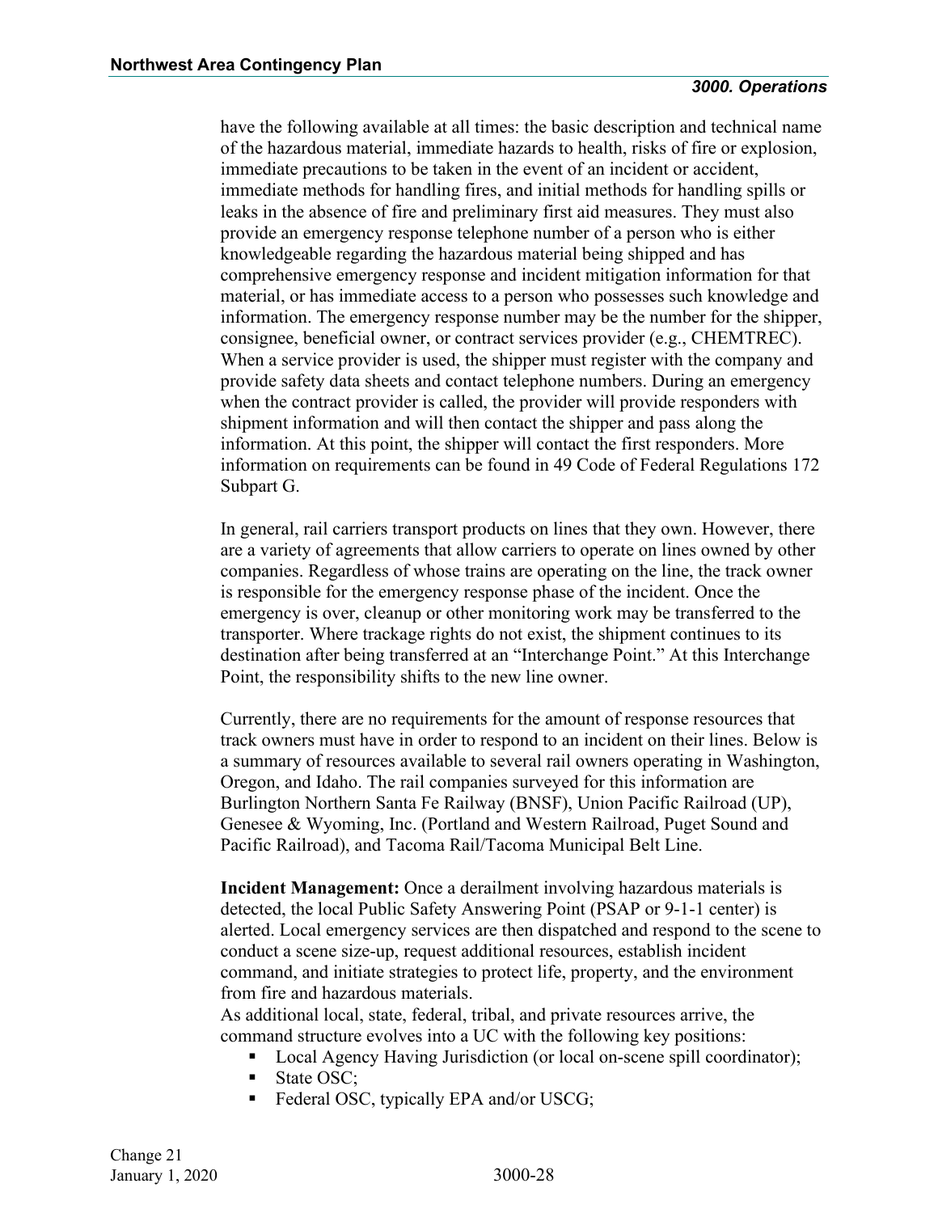have the following available at all times: the basic description and technical name of the hazardous material, immediate hazards to health, risks of fire or explosion, immediate precautions to be taken in the event of an incident or accident, immediate methods for handling fires, and initial methods for handling spills or leaks in the absence of fire and preliminary first aid measures. They must also provide an emergency response telephone number of a person who is either knowledgeable regarding the hazardous material being shipped and has comprehensive emergency response and incident mitigation information for that material, or has immediate access to a person who possesses such knowledge and information. The emergency response number may be the number for the shipper, consignee, beneficial owner, or contract services provider (e.g., CHEMTREC). When a service provider is used, the shipper must register with the company and provide safety data sheets and contact telephone numbers. During an emergency when the contract provider is called, the provider will provide responders with shipment information and will then contact the shipper and pass along the information. At this point, the shipper will contact the first responders. More information on requirements can be found in 49 Code of Federal Regulations 172 Subpart G.

In general, rail carriers transport products on lines that they own. However, there are a variety of agreements that allow carriers to operate on lines owned by other companies. Regardless of whose trains are operating on the line, the track owner is responsible for the emergency response phase of the incident. Once the emergency is over, cleanup or other monitoring work may be transferred to the transporter. Where trackage rights do not exist, the shipment continues to its destination after being transferred at an "Interchange Point." At this Interchange Point, the responsibility shifts to the new line owner.

Currently, there are no requirements for the amount of response resources that track owners must have in order to respond to an incident on their lines. Below is a summary of resources available to several rail owners operating in Washington, Oregon, and Idaho. The rail companies surveyed for this information are Burlington Northern Santa Fe Railway (BNSF), Union Pacific Railroad (UP), Genesee & Wyoming, Inc. (Portland and Western Railroad, Puget Sound and Pacific Railroad), and Tacoma Rail/Tacoma Municipal Belt Line.

**Incident Management:** Once a derailment involving hazardous materials is detected, the local Public Safety Answering Point (PSAP or 9-1-1 center) is alerted. Local emergency services are then dispatched and respond to the scene to conduct a scene size-up, request additional resources, establish incident command, and initiate strategies to protect life, property, and the environment from fire and hazardous materials.

As additional local, state, federal, tribal, and private resources arrive, the command structure evolves into a UC with the following key positions:

- Local Agency Having Jurisdiction (or local on-scene spill coordinator);
- State OSC;
- Federal OSC, typically EPA and/or USCG;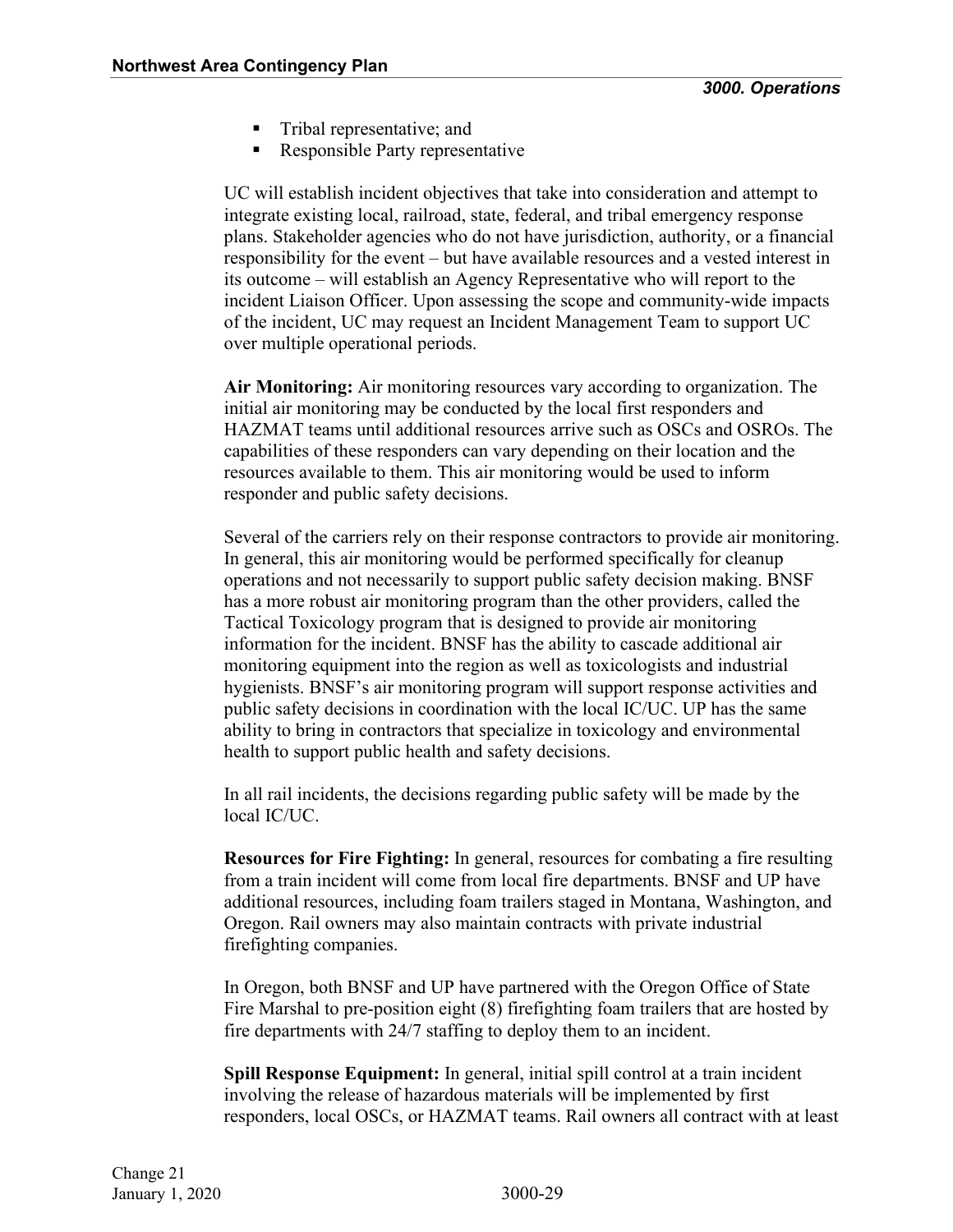- Tribal representative; and
- Responsible Party representative

UC will establish incident objectives that take into consideration and attempt to integrate existing local, railroad, state, federal, and tribal emergency response plans. Stakeholder agencies who do not have jurisdiction, authority, or a financial responsibility for the event – but have available resources and a vested interest in its outcome – will establish an Agency Representative who will report to the incident Liaison Officer. Upon assessing the scope and community-wide impacts of the incident, UC may request an Incident Management Team to support UC over multiple operational periods.

**Air Monitoring:** Air monitoring resources vary according to organization. The initial air monitoring may be conducted by the local first responders and HAZMAT teams until additional resources arrive such as OSCs and OSROs. The capabilities of these responders can vary depending on their location and the resources available to them. This air monitoring would be used to inform responder and public safety decisions.

Several of the carriers rely on their response contractors to provide air monitoring. In general, this air monitoring would be performed specifically for cleanup operations and not necessarily to support public safety decision making. BNSF has a more robust air monitoring program than the other providers, called the Tactical Toxicology program that is designed to provide air monitoring information for the incident. BNSF has the ability to cascade additional air monitoring equipment into the region as well as toxicologists and industrial hygienists. BNSF's air monitoring program will support response activities and public safety decisions in coordination with the local IC/UC. UP has the same ability to bring in contractors that specialize in toxicology and environmental health to support public health and safety decisions.

In all rail incidents, the decisions regarding public safety will be made by the local IC/UC.

**Resources for Fire Fighting:** In general, resources for combating a fire resulting from a train incident will come from local fire departments. BNSF and UP have additional resources, including foam trailers staged in Montana, Washington, and Oregon. Rail owners may also maintain contracts with private industrial firefighting companies.

In Oregon, both BNSF and UP have partnered with the Oregon Office of State Fire Marshal to pre-position eight (8) firefighting foam trailers that are hosted by fire departments with 24/7 staffing to deploy them to an incident.

**Spill Response Equipment:** In general, initial spill control at a train incident involving the release of hazardous materials will be implemented by first responders, local OSCs, or HAZMAT teams. Rail owners all contract with at least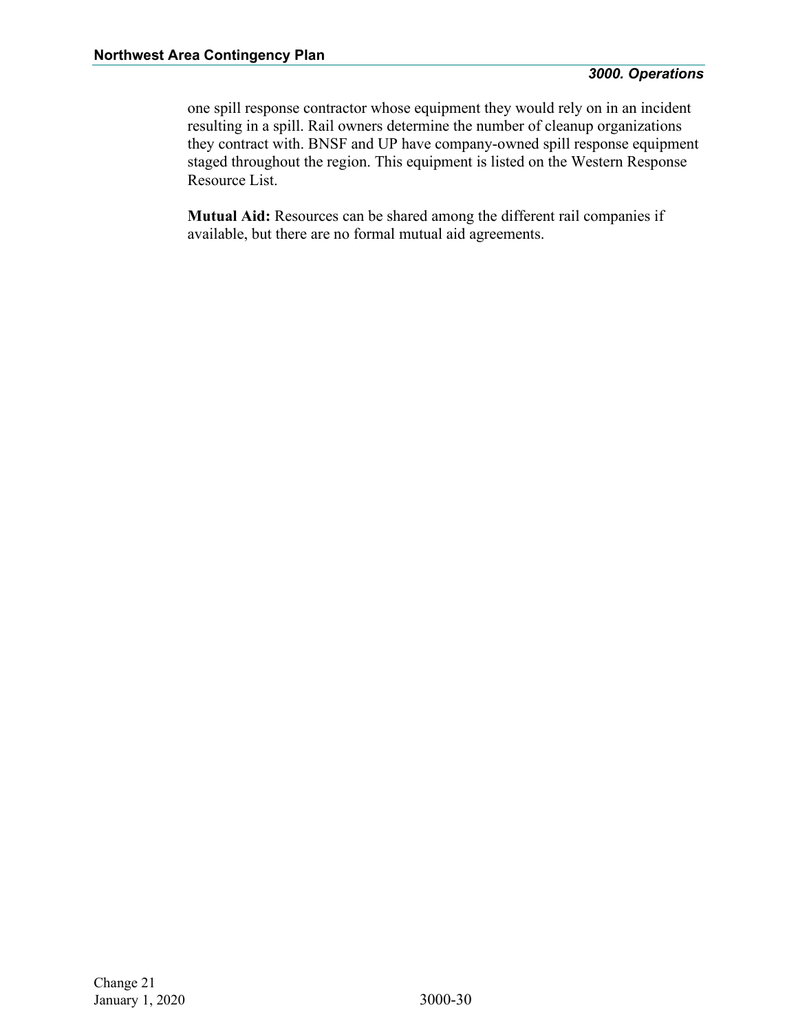one spill response contractor whose equipment they would rely on in an incident resulting in a spill. Rail owners determine the number of cleanup organizations they contract with. BNSF and UP have company-owned spill response equipment staged throughout the region. This equipment is listed on the Western Response Resource List.

**Mutual Aid:** Resources can be shared among the different rail companies if available, but there are no formal mutual aid agreements.